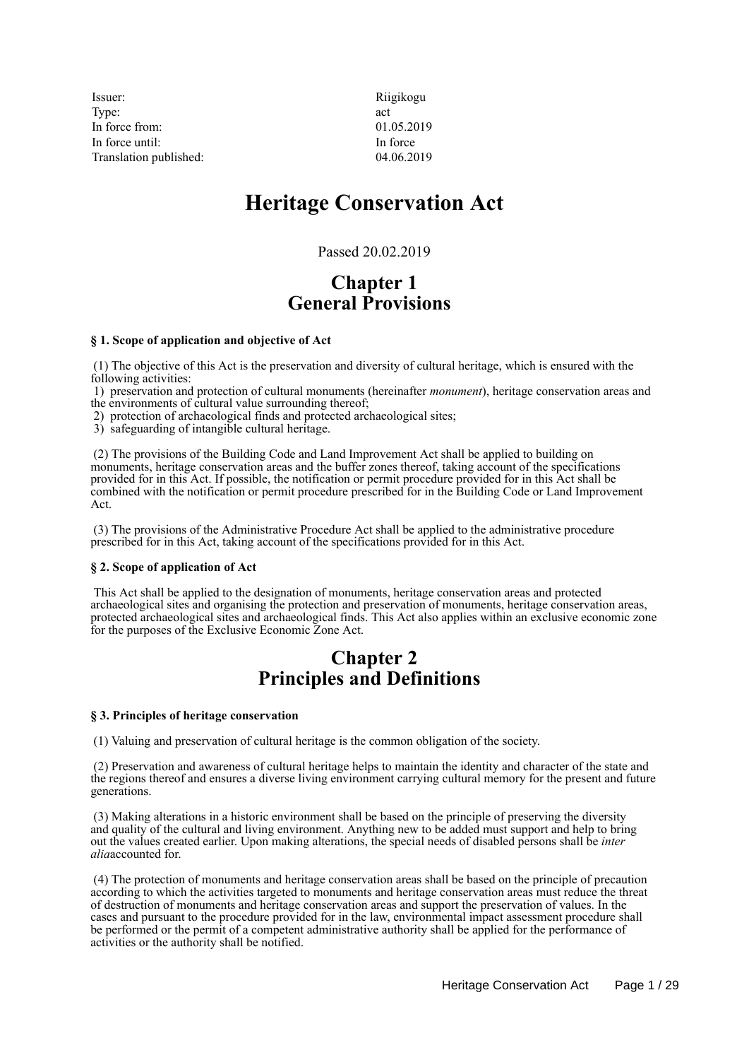| | |
|---|---|
| Issuer: | Riigikogu |
| Type: | act |
| In force from: | 01.05.2019 |
| In force until: | In force |
| Translation published: | 04.06.2019 |

# Heritage Conservation Act

Passed 20.02.2019

## Chapter 1 General Provisions

### § 1. Scope of application and objective of Act

(1) The objective of this Act is the preservation and diversity of cultural heritage, which is ensured with the following activities:
1) preservation and protection of cultural monuments (hereinafter *monument*), heritage conservation areas and the environments of cultural value surrounding thereof;
2) protection of archaeological finds and protected archaeological sites;
3) safeguarding of intangible cultural heritage.

(2) The provisions of the Building Code and Land Improvement Act shall be applied to building on monuments, heritage conservation areas and the buffer zones thereof, taking account of the specifications provided for in this Act. If possible, the notification or permit procedure provided for in this Act shall be combined with the notification or permit procedure prescribed for in the Building Code or Land Improvement Act.

(3) The provisions of the Administrative Procedure Act shall be applied to the administrative procedure prescribed for in this Act, taking account of the specifications provided for in this Act.

### § 2. Scope of application of Act

This Act shall be applied to the designation of monuments, heritage conservation areas and protected archaeological sites and organising the protection and preservation of monuments, heritage conservation areas, protected archaeological sites and archaeological finds. This Act also applies within an exclusive economic zone for the purposes of the Exclusive Economic Zone Act.

## Chapter 2 Principles and Definitions

### § 3. Principles of heritage conservation

(1) Valuing and preservation of cultural heritage is the common obligation of the society.

(2) Preservation and awareness of cultural heritage helps to maintain the identity and character of the state and the regions thereof and ensures a diverse living environment carrying cultural memory for the present and future generations.

(3) Making alterations in a historic environment shall be based on the principle of preserving the diversity and quality of the cultural and living environment. Anything new to be added must support and help to bring out the values created earlier. Upon making alterations, the special needs of disabled persons shall be *inter alia*accounted for.

(4) The protection of monuments and heritage conservation areas shall be based on the principle of precaution according to which the activities targeted to monuments and heritage conservation areas must reduce the threat of destruction of monuments and heritage conservation areas and support the preservation of values. In the cases and pursuant to the procedure provided for in the law, environmental impact assessment procedure shall be performed or the permit of a competent administrative authority shall be applied for the performance of activities or the authority shall be notified.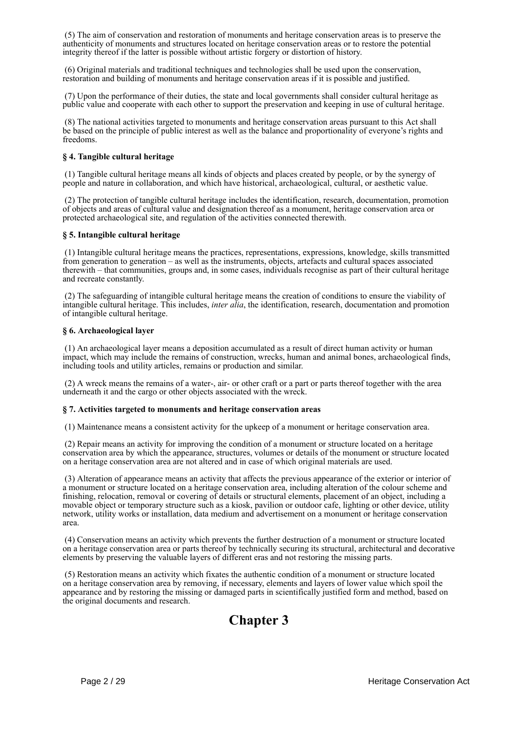(5) The aim of conservation and restoration of monuments and heritage conservation areas is to preserve the authenticity of monuments and structures located on heritage conservation areas or to restore the potential integrity thereof if the latter is possible without artistic forgery or distortion of history.

(6) Original materials and traditional techniques and technologies shall be used upon the conservation, restoration and building of monuments and heritage conservation areas if it is possible and justified.

(7) Upon the performance of their duties, the state and local governments shall consider cultural heritage as public value and cooperate with each other to support the preservation and keeping in use of cultural heritage.

(8) The national activities targeted to monuments and heritage conservation areas pursuant to this Act shall be based on the principle of public interest as well as the balance and proportionality of everyone's rights and freedoms.

**§ 4. Tangible cultural heritage**

(1) Tangible cultural heritage means all kinds of objects and places created by people, or by the synergy of people and nature in collaboration, and which have historical, archaeological, cultural, or aesthetic value.

(2) The protection of tangible cultural heritage includes the identification, research, documentation, promotion of objects and areas of cultural value and designation thereof as a monument, heritage conservation area or protected archaeological site, and regulation of the activities connected therewith.

**§ 5. Intangible cultural heritage**

(1) Intangible cultural heritage means the practices, representations, expressions, knowledge, skills transmitted from generation to generation – as well as the instruments, objects, artefacts and cultural spaces associated therewith – that communities, groups and, in some cases, individuals recognise as part of their cultural heritage and recreate constantly.

(2) The safeguarding of intangible cultural heritage means the creation of conditions to ensure the viability of intangible cultural heritage. This includes, *inter alia*, the identification, research, documentation and promotion of intangible cultural heritage.

**§ 6. Archaeological layer**

(1) An archaeological layer means a deposition accumulated as a result of direct human activity or human impact, which may include the remains of construction, wrecks, human and animal bones, archaeological finds, including tools and utility articles, remains or production and similar.

(2) A wreck means the remains of a water-, air- or other craft or a part or parts thereof together with the area underneath it and the cargo or other objects associated with the wreck.

**§ 7. Activities targeted to monuments and heritage conservation areas**

(1) Maintenance means a consistent activity for the upkeep of a monument or heritage conservation area.

(2) Repair means an activity for improving the condition of a monument or structure located on a heritage conservation area by which the appearance, structures, volumes or details of the monument or structure located on a heritage conservation area are not altered and in case of which original materials are used.

(3) Alteration of appearance means an activity that affects the previous appearance of the exterior or interior of a monument or structure located on a heritage conservation area, including alteration of the colour scheme and finishing, relocation, removal or covering of details or structural elements, placement of an object, including a movable object or temporary structure such as a kiosk, pavilion or outdoor cafe, lighting or other device, utility network, utility works or installation, data medium and advertisement on a monument or heritage conservation area.

(4) Conservation means an activity which prevents the further destruction of a monument or structure located on a heritage conservation area or parts thereof by technically securing its structural, architectural and decorative elements by preserving the valuable layers of different eras and not restoring the missing parts.

(5) Restoration means an activity which fixates the authentic condition of a monument or structure located on a heritage conservation area by removing, if necessary, elements and layers of lower value which spoil the appearance and by restoring the missing or damaged parts in scientifically justified form and method, based on the original documents and research.

# Chapter 3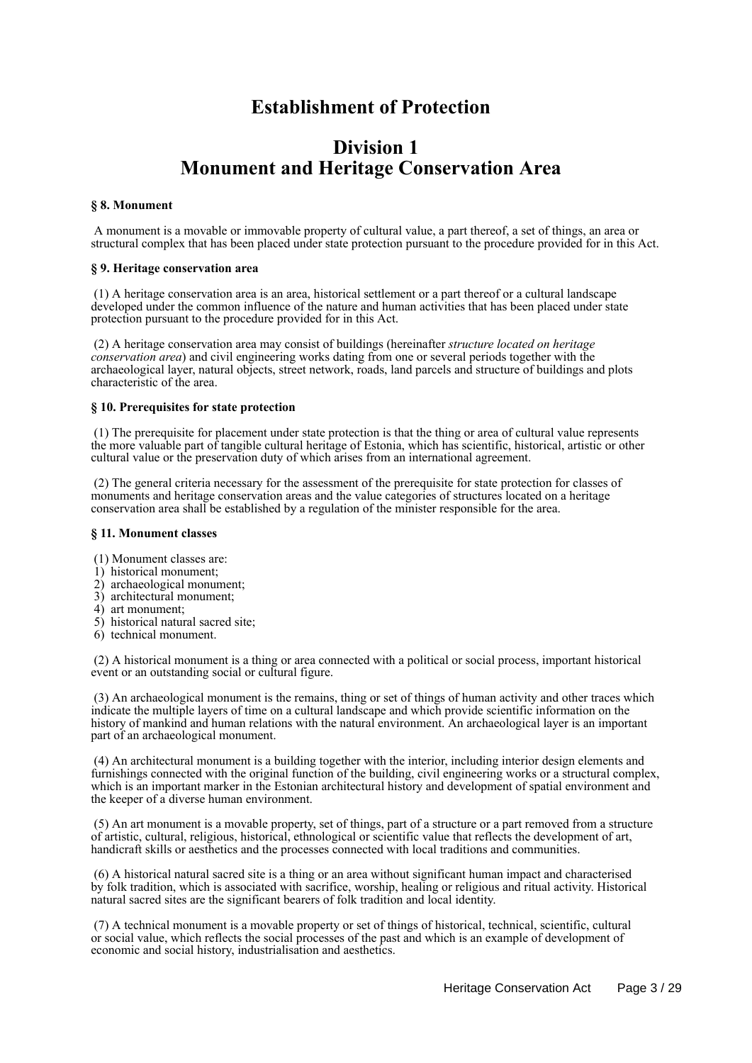# Establishment of Protection

## Division 1
## Monument and Heritage Conservation Area

#### § 8. Monument

A monument is a movable or immovable property of cultural value, a part thereof, a set of things, an area or structural complex that has been placed under state protection pursuant to the procedure provided for in this Act.

#### § 9. Heritage conservation area

(1) A heritage conservation area is an area, historical settlement or a part thereof or a cultural landscape developed under the common influence of the nature and human activities that has been placed under state protection pursuant to the procedure provided for in this Act.

(2) A heritage conservation area may consist of buildings (hereinafter *structure located on heritage conservation area*) and civil engineering works dating from one or several periods together with the archaeological layer, natural objects, street network, roads, land parcels and structure of buildings and plots characteristic of the area.

#### § 10. Prerequisites for state protection

(1) The prerequisite for placement under state protection is that the thing or area of cultural value represents the more valuable part of tangible cultural heritage of Estonia, which has scientific, historical, artistic or other cultural value or the preservation duty of which arises from an international agreement.

(2) The general criteria necessary for the assessment of the prerequisite for state protection for classes of monuments and heritage conservation areas and the value categories of structures located on a heritage conservation area shall be established by a regulation of the minister responsible for the area.

#### § 11. Monument classes

(1) Monument classes are:
1) historical monument;
2) archaeological monument;
3) architectural monument;
4) art monument;
5) historical natural sacred site;
6) technical monument.

(2) A historical monument is a thing or area connected with a political or social process, important historical event or an outstanding social or cultural figure.

(3) An archaeological monument is the remains, thing or set of things of human activity and other traces which indicate the multiple layers of time on a cultural landscape and which provide scientific information on the history of mankind and human relations with the natural environment. An archaeological layer is an important part of an archaeological monument.

(4) An architectural monument is a building together with the interior, including interior design elements and furnishings connected with the original function of the building, civil engineering works or a structural complex, which is an important marker in the Estonian architectural history and development of spatial environment and the keeper of a diverse human environment.

(5) An art monument is a movable property, set of things, part of a structure or a part removed from a structure of artistic, cultural, religious, historical, ethnological or scientific value that reflects the development of art, handicraft skills or aesthetics and the processes connected with local traditions and communities.

(6) A historical natural sacred site is a thing or an area without significant human impact and characterised by folk tradition, which is associated with sacrifice, worship, healing or religious and ritual activity. Historical natural sacred sites are the significant bearers of folk tradition and local identity.

(7) A technical monument is a movable property or set of things of historical, technical, scientific, cultural or social value, which reflects the social processes of the past and which is an example of development of economic and social history, industrialisation and aesthetics.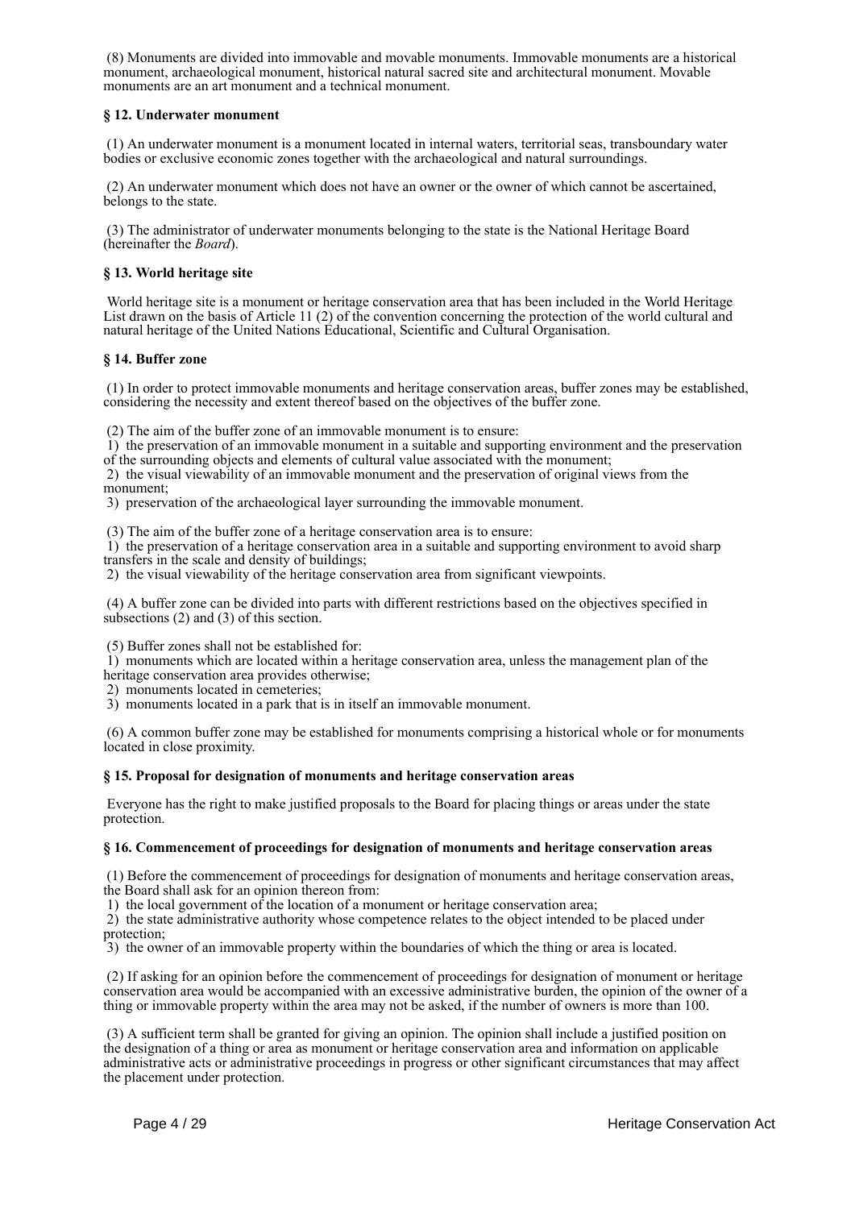(8) Monuments are divided into immovable and movable monuments. Immovable monuments are a historical monument, archaeological monument, historical natural sacred site and architectural monument. Movable monuments are an art monument and a technical monument.

### § 12. Underwater monument

(1) An underwater monument is a monument located in internal waters, territorial seas, transboundary water bodies or exclusive economic zones together with the archaeological and natural surroundings.

(2) An underwater monument which does not have an owner or the owner of which cannot be ascertained, belongs to the state.

(3) The administrator of underwater monuments belonging to the state is the National Heritage Board (hereinafter the *Board*).

### § 13. World heritage site

World heritage site is a monument or heritage conservation area that has been included in the World Heritage List drawn on the basis of Article 11 (2) of the convention concerning the protection of the world cultural and natural heritage of the United Nations Educational, Scientific and Cultural Organisation.

### § 14. Buffer zone

(1) In order to protect immovable monuments and heritage conservation areas, buffer zones may be established, considering the necessity and extent thereof based on the objectives of the buffer zone.

(2) The aim of the buffer zone of an immovable monument is to ensure:
1) the preservation of an immovable monument in a suitable and supporting environment and the preservation of the surrounding objects and elements of cultural value associated with the monument;
2) the visual viewability of an immovable monument and the preservation of original views from the monument;
3) preservation of the archaeological layer surrounding the immovable monument.

(3) The aim of the buffer zone of a heritage conservation area is to ensure:
1) the preservation of a heritage conservation area in a suitable and supporting environment to avoid sharp transfers in the scale and density of buildings;
2) the visual viewability of the heritage conservation area from significant viewpoints.

(4) A buffer zone can be divided into parts with different restrictions based on the objectives specified in subsections (2) and (3) of this section.

(5) Buffer zones shall not be established for:
1) monuments which are located within a heritage conservation area, unless the management plan of the heritage conservation area provides otherwise;
2) monuments located in cemeteries;
3) monuments located in a park that is in itself an immovable monument.

(6) A common buffer zone may be established for monuments comprising a historical whole or for monuments located in close proximity.

### § 15. Proposal for designation of monuments and heritage conservation areas

Everyone has the right to make justified proposals to the Board for placing things or areas under the state protection.

### § 16. Commencement of proceedings for designation of monuments and heritage conservation areas

(1) Before the commencement of proceedings for designation of monuments and heritage conservation areas, the Board shall ask for an opinion thereon from:
1) the local government of the location of a monument or heritage conservation area;
2) the state administrative authority whose competence relates to the object intended to be placed under protection;
3) the owner of an immovable property within the boundaries of which the thing or area is located.

(2) If asking for an opinion before the commencement of proceedings for designation of monument or heritage conservation area would be accompanied with an excessive administrative burden, the opinion of the owner of a thing or immovable property within the area may not be asked, if the number of owners is more than 100.

(3) A sufficient term shall be granted for giving an opinion. The opinion shall include a justified position on the designation of a thing or area as monument or heritage conservation area and information on applicable administrative acts or administrative proceedings in progress or other significant circumstances that may affect the placement under protection.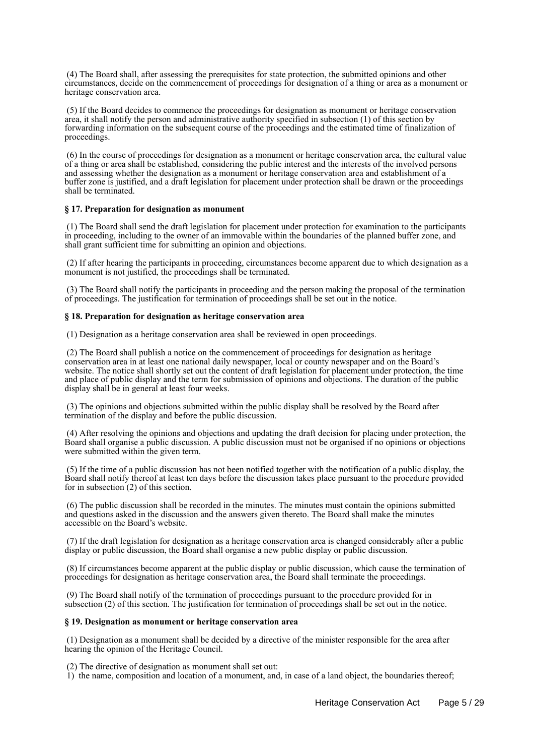(4) The Board shall, after assessing the prerequisites for state protection, the submitted opinions and other circumstances, decide on the commencement of proceedings for designation of a thing or area as a monument or heritage conservation area.

(5) If the Board decides to commence the proceedings for designation as monument or heritage conservation area, it shall notify the person and administrative authority specified in subsection (1) of this section by forwarding information on the subsequent course of the proceedings and the estimated time of finalization of proceedings.

(6) In the course of proceedings for designation as a monument or heritage conservation area, the cultural value of a thing or area shall be established, considering the public interest and the interests of the involved persons and assessing whether the designation as a monument or heritage conservation area and establishment of a buffer zone is justified, and a draft legislation for placement under protection shall be drawn or the proceedings shall be terminated.

**§ 17. Preparation for designation as monument**

(1) The Board shall send the draft legislation for placement under protection for examination to the participants in proceeding, including to the owner of an immovable within the boundaries of the planned buffer zone, and shall grant sufficient time for submitting an opinion and objections.

(2) If after hearing the participants in proceeding, circumstances become apparent due to which designation as a monument is not justified, the proceedings shall be terminated.

(3) The Board shall notify the participants in proceeding and the person making the proposal of the termination of proceedings. The justification for termination of proceedings shall be set out in the notice.

**§ 18. Preparation for designation as heritage conservation area**

(1) Designation as a heritage conservation area shall be reviewed in open proceedings.

(2) The Board shall publish a notice on the commencement of proceedings for designation as heritage conservation area in at least one national daily newspaper, local or county newspaper and on the Board's website. The notice shall shortly set out the content of draft legislation for placement under protection, the time and place of public display and the term for submission of opinions and objections. The duration of the public display shall be in general at least four weeks.

(3) The opinions and objections submitted within the public display shall be resolved by the Board after termination of the display and before the public discussion.

(4) After resolving the opinions and objections and updating the draft decision for placing under protection, the Board shall organise a public discussion. A public discussion must not be organised if no opinions or objections were submitted within the given term.

(5) If the time of a public discussion has not been notified together with the notification of a public display, the Board shall notify thereof at least ten days before the discussion takes place pursuant to the procedure provided for in subsection (2) of this section.

(6) The public discussion shall be recorded in the minutes. The minutes must contain the opinions submitted and questions asked in the discussion and the answers given thereto. The Board shall make the minutes accessible on the Board's website.

(7) If the draft legislation for designation as a heritage conservation area is changed considerably after a public display or public discussion, the Board shall organise a new public display or public discussion.

(8) If circumstances become apparent at the public display or public discussion, which cause the termination of proceedings for designation as heritage conservation area, the Board shall terminate the proceedings.

(9) The Board shall notify of the termination of proceedings pursuant to the procedure provided for in subsection (2) of this section. The justification for termination of proceedings shall be set out in the notice.

**§ 19. Designation as monument or heritage conservation area**

(1) Designation as a monument shall be decided by a directive of the minister responsible for the area after hearing the opinion of the Heritage Council.

(2) The directive of designation as monument shall set out:
1) the name, composition and location of a monument, and, in case of a land object, the boundaries thereof;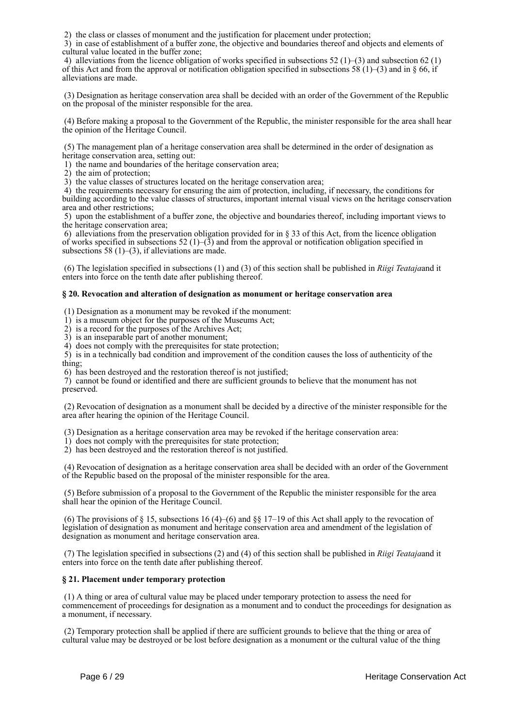2) the class or classes of monument and the justification for placement under protection;
3) in case of establishment of a buffer zone, the objective and boundaries thereof and objects and elements of cultural value located in the buffer zone;
4) alleviations from the licence obligation of works specified in subsections 52 (1)–(3) and subsection 62 (1) of this Act and from the approval or notification obligation specified in subsections 58 (1)–(3) and in § 66, if alleviations are made.

(3) Designation as heritage conservation area shall be decided with an order of the Government of the Republic on the proposal of the minister responsible for the area.

(4) Before making a proposal to the Government of the Republic, the minister responsible for the area shall hear the opinion of the Heritage Council.

(5) The management plan of a heritage conservation area shall be determined in the order of designation as heritage conservation area, setting out:
1) the name and boundaries of the heritage conservation area;
2) the aim of protection;
3) the value classes of structures located on the heritage conservation area;
4) the requirements necessary for ensuring the aim of protection, including, if necessary, the conditions for building according to the value classes of structures, important internal visual views on the heritage conservation area and other restrictions;
5) upon the establishment of a buffer zone, the objective and boundaries thereof, including important views to the heritage conservation area;
6) alleviations from the preservation obligation provided for in § 33 of this Act, from the licence obligation of works specified in subsections 52 (1)–(3) and from the approval or notification obligation specified in subsections 58 (1)–(3), if alleviations are made.

(6) The legislation specified in subsections (1) and (3) of this section shall be published in *Riigi Teataja*and it enters into force on the tenth date after publishing thereof.

**§ 20. Revocation and alteration of designation as monument or heritage conservation area**

(1) Designation as a monument may be revoked if the monument:
1) is a museum object for the purposes of the Museums Act;
2) is a record for the purposes of the Archives Act;
3) is an inseparable part of another monument;
4) does not comply with the prerequisites for state protection;
5) is in a technically bad condition and improvement of the condition causes the loss of authenticity of the thing;
6) has been destroyed and the restoration thereof is not justified;
7) cannot be found or identified and there are sufficient grounds to believe that the monument has not preserved.

(2) Revocation of designation as a monument shall be decided by a directive of the minister responsible for the area after hearing the opinion of the Heritage Council.

(3) Designation as a heritage conservation area may be revoked if the heritage conservation area:
1) does not comply with the prerequisites for state protection;
2) has been destroyed and the restoration thereof is not justified.

(4) Revocation of designation as a heritage conservation area shall be decided with an order of the Government of the Republic based on the proposal of the minister responsible for the area.

(5) Before submission of a proposal to the Government of the Republic the minister responsible for the area shall hear the opinion of the Heritage Council.

(6) The provisions of § 15, subsections 16 (4)–(6) and §§ 17–19 of this Act shall apply to the revocation of legislation of designation as monument and heritage conservation area and amendment of the legislation of designation as monument and heritage conservation area.

(7) The legislation specified in subsections (2) and (4) of this section shall be published in *Riigi Teataja*and it enters into force on the tenth date after publishing thereof.

**§ 21. Placement under temporary protection**

(1) A thing or area of cultural value may be placed under temporary protection to assess the need for commencement of proceedings for designation as a monument and to conduct the proceedings for designation as a monument, if necessary.

(2) Temporary protection shall be applied if there are sufficient grounds to believe that the thing or area of cultural value may be destroyed or be lost before designation as a monument or the cultural value of the thing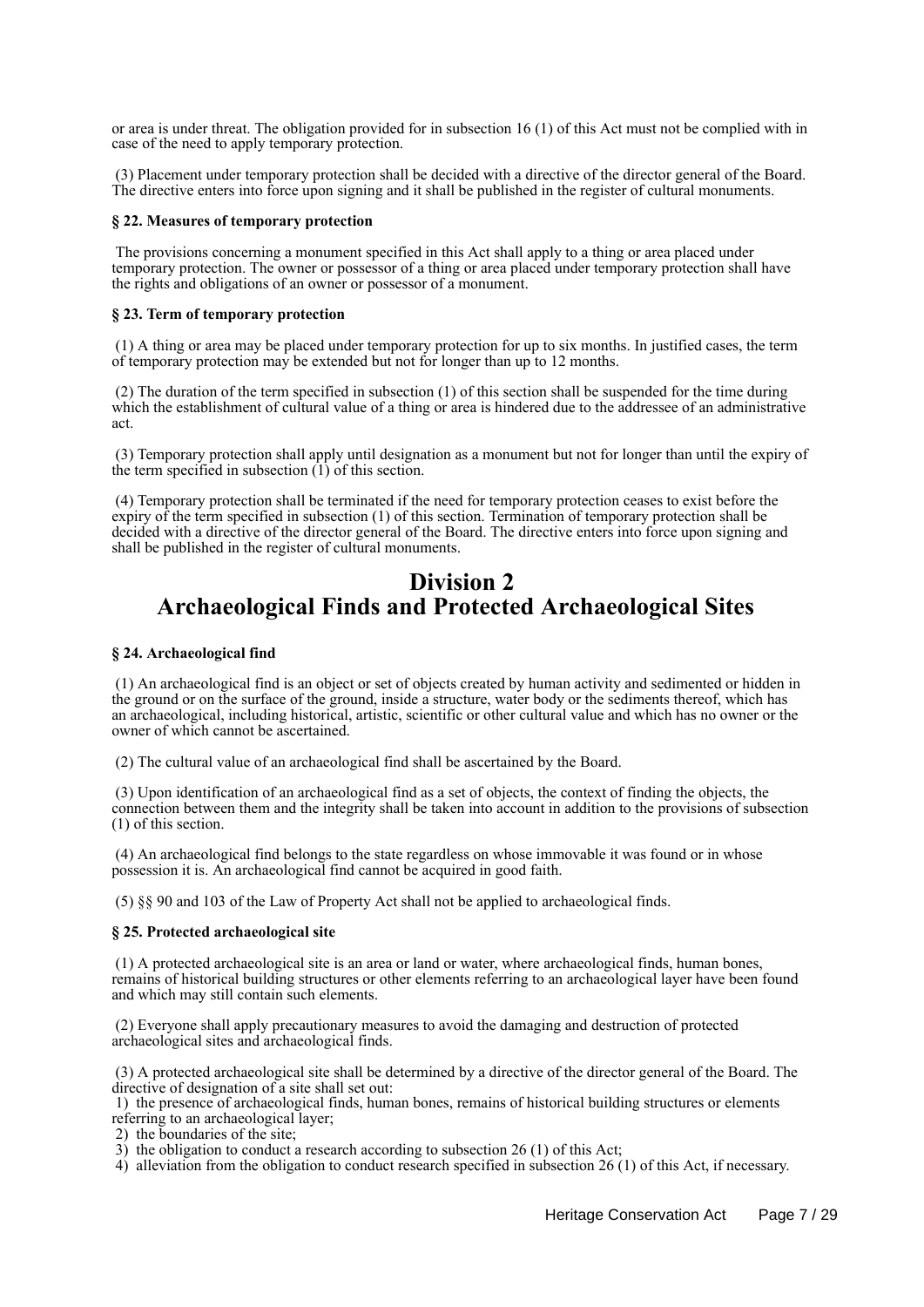or area is under threat. The obligation provided for in subsection 16 (1) of this Act must not be complied with in case of the need to apply temporary protection.

(3) Placement under temporary protection shall be decided with a directive of the director general of the Board. The directive enters into force upon signing and it shall be published in the register of cultural monuments.

**§ 22. Measures of temporary protection**

The provisions concerning a monument specified in this Act shall apply to a thing or area placed under temporary protection. The owner or possessor of a thing or area placed under temporary protection shall have the rights and obligations of an owner or possessor of a monument.

**§ 23. Term of temporary protection**

(1) A thing or area may be placed under temporary protection for up to six months. In justified cases, the term of temporary protection may be extended but not for longer than up to 12 months.

(2) The duration of the term specified in subsection (1) of this section shall be suspended for the time during which the establishment of cultural value of a thing or area is hindered due to the addressee of an administrative act.

(3) Temporary protection shall apply until designation as a monument but not for longer than until the expiry of the term specified in subsection (1) of this section.

(4) Temporary protection shall be terminated if the need for temporary protection ceases to exist before the expiry of the term specified in subsection (1) of this section. Termination of temporary protection shall be decided with a directive of the director general of the Board. The directive enters into force upon signing and shall be published in the register of cultural monuments.

# Division 2
# Archaeological Finds and Protected Archaeological Sites

**§ 24. Archaeological find**

(1) An archaeological find is an object or set of objects created by human activity and sedimented or hidden in the ground or on the surface of the ground, inside a structure, water body or the sediments thereof, which has an archaeological, including historical, artistic, scientific or other cultural value and which has no owner or the owner of which cannot be ascertained.

(2) The cultural value of an archaeological find shall be ascertained by the Board.

(3) Upon identification of an archaeological find as a set of objects, the context of finding the objects, the connection between them and the integrity shall be taken into account in addition to the provisions of subsection (1) of this section.

(4) An archaeological find belongs to the state regardless on whose immovable it was found or in whose possession it is. An archaeological find cannot be acquired in good faith.

(5) §§ 90 and 103 of the Law of Property Act shall not be applied to archaeological finds.

**§ 25. Protected archaeological site**

(1) A protected archaeological site is an area or land or water, where archaeological finds, human bones, remains of historical building structures or other elements referring to an archaeological layer have been found and which may still contain such elements.

(2) Everyone shall apply precautionary measures to avoid the damaging and destruction of protected archaeological sites and archaeological finds.

(3) A protected archaeological site shall be determined by a directive of the director general of the Board. The directive of designation of a site shall set out:
1) the presence of archaeological finds, human bones, remains of historical building structures or elements referring to an archaeological layer;
2) the boundaries of the site;
3) the obligation to conduct a research according to subsection 26 (1) of this Act;
4) alleviation from the obligation to conduct research specified in subsection 26 (1) of this Act, if necessary.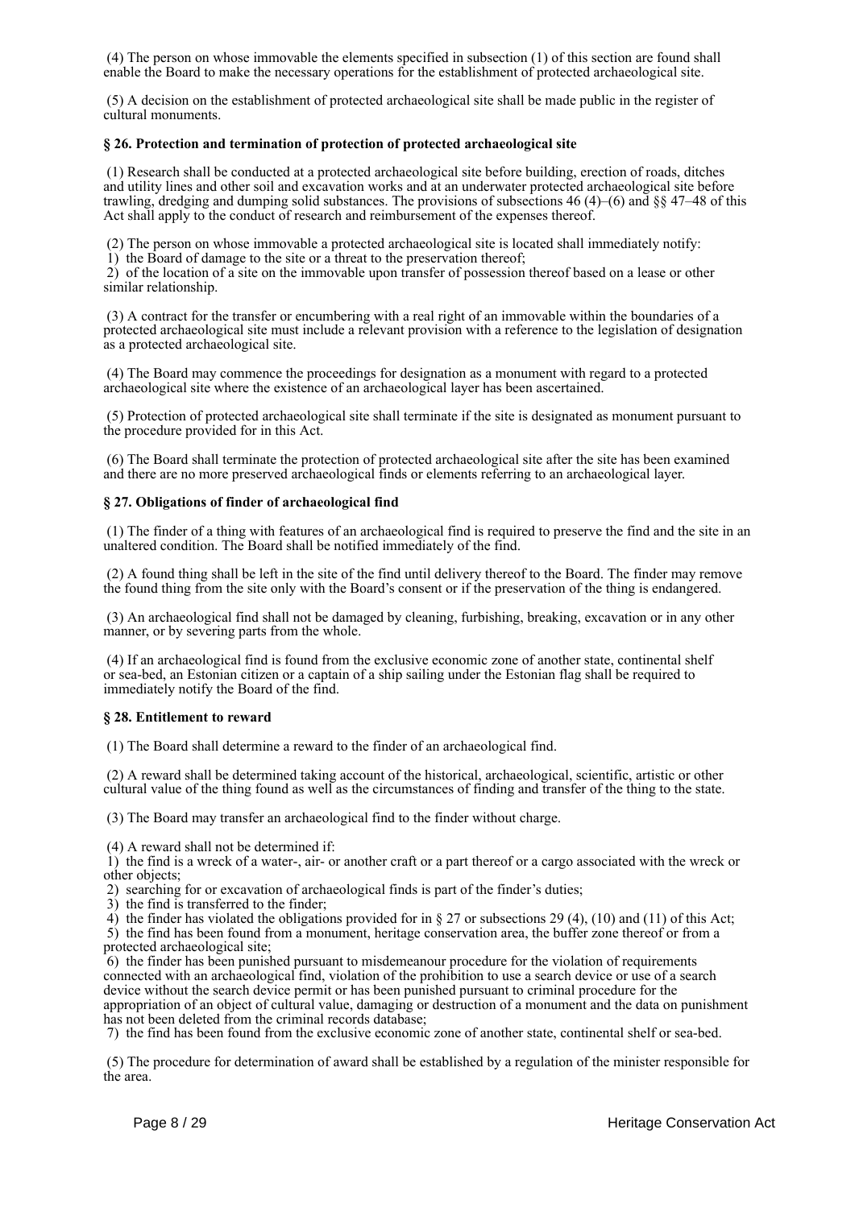(4) The person on whose immovable the elements specified in subsection (1) of this section are found shall enable the Board to make the necessary operations for the establishment of protected archaeological site.

(5) A decision on the establishment of protected archaeological site shall be made public in the register of cultural monuments.

**§ 26. Protection and termination of protection of protected archaeological site**

(1) Research shall be conducted at a protected archaeological site before building, erection of roads, ditches and utility lines and other soil and excavation works and at an underwater protected archaeological site before trawling, dredging and dumping solid substances. The provisions of subsections 46 (4)–(6) and §§ 47–48 of this Act shall apply to the conduct of research and reimbursement of the expenses thereof.

(2) The person on whose immovable a protected archaeological site is located shall immediately notify:
1) the Board of damage to the site or a threat to the preservation thereof;
2) of the location of a site on the immovable upon transfer of possession thereof based on a lease or other similar relationship.

(3) A contract for the transfer or encumbering with a real right of an immovable within the boundaries of a protected archaeological site must include a relevant provision with a reference to the legislation of designation as a protected archaeological site.

(4) The Board may commence the proceedings for designation as a monument with regard to a protected archaeological site where the existence of an archaeological layer has been ascertained.

(5) Protection of protected archaeological site shall terminate if the site is designated as monument pursuant to the procedure provided for in this Act.

(6) The Board shall terminate the protection of protected archaeological site after the site has been examined and there are no more preserved archaeological finds or elements referring to an archaeological layer.

**§ 27. Obligations of finder of archaeological find**

(1) The finder of a thing with features of an archaeological find is required to preserve the find and the site in an unaltered condition. The Board shall be notified immediately of the find.

(2) A found thing shall be left in the site of the find until delivery thereof to the Board. The finder may remove the found thing from the site only with the Board's consent or if the preservation of the thing is endangered.

(3) An archaeological find shall not be damaged by cleaning, furbishing, breaking, excavation or in any other manner, or by severing parts from the whole.

(4) If an archaeological find is found from the exclusive economic zone of another state, continental shelf or sea-bed, an Estonian citizen or a captain of a ship sailing under the Estonian flag shall be required to immediately notify the Board of the find.

**§ 28. Entitlement to reward**

(1) The Board shall determine a reward to the finder of an archaeological find.

(2) A reward shall be determined taking account of the historical, archaeological, scientific, artistic or other cultural value of the thing found as well as the circumstances of finding and transfer of the thing to the state.

(3) The Board may transfer an archaeological find to the finder without charge.

(4) A reward shall not be determined if:
1) the find is a wreck of a water-, air- or another craft or a part thereof or a cargo associated with the wreck or other objects;
2) searching for or excavation of archaeological finds is part of the finder's duties;
3) the find is transferred to the finder;
4) the finder has violated the obligations provided for in § 27 or subsections 29 (4), (10) and (11) of this Act;
5) the find has been found from a monument, heritage conservation area, the buffer zone thereof or from a protected archaeological site;
6) the finder has been punished pursuant to misdemeanour procedure for the violation of requirements connected with an archaeological find, violation of the prohibition to use a search device or use of a search device without the search device permit or has been punished pursuant to criminal procedure for the appropriation of an object of cultural value, damaging or destruction of a monument and the data on punishment has not been deleted from the criminal records database;
7) the find has been found from the exclusive economic zone of another state, continental shelf or sea-bed.

(5) The procedure for determination of award shall be established by a regulation of the minister responsible for the area.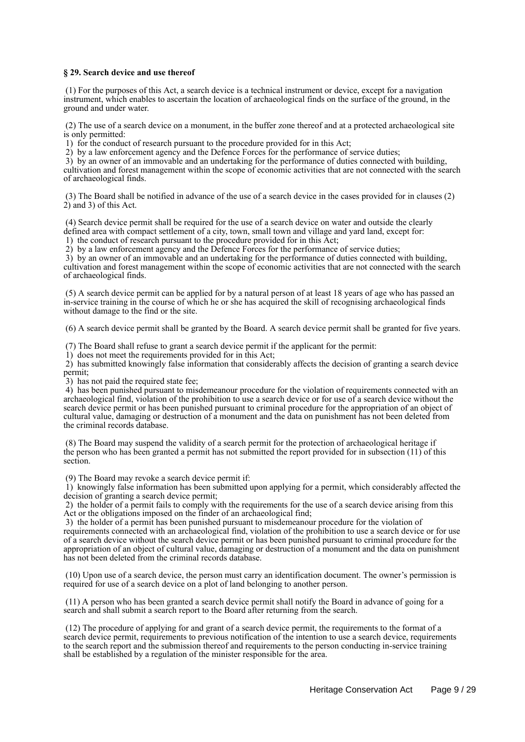**§ 29. Search device and use thereof**

(1) For the purposes of this Act, a search device is a technical instrument or device, except for a navigation instrument, which enables to ascertain the location of archaeological finds on the surface of the ground, in the ground and under water.

(2) The use of a search device on a monument, in the buffer zone thereof and at a protected archaeological site is only permitted:
1) for the conduct of research pursuant to the procedure provided for in this Act;
2) by a law enforcement agency and the Defence Forces for the performance of service duties;
3) by an owner of an immovable and an undertaking for the performance of duties connected with building, cultivation and forest management within the scope of economic activities that are not connected with the search of archaeological finds.

(3) The Board shall be notified in advance of the use of a search device in the cases provided for in clauses (2) 2) and 3) of this Act.

(4) Search device permit shall be required for the use of a search device on water and outside the clearly defined area with compact settlement of a city, town, small town and village and yard land, except for:
1) the conduct of research pursuant to the procedure provided for in this Act;
2) by a law enforcement agency and the Defence Forces for the performance of service duties;
3) by an owner of an immovable and an undertaking for the performance of duties connected with building, cultivation and forest management within the scope of economic activities that are not connected with the search of archaeological finds.

(5) A search device permit can be applied for by a natural person of at least 18 years of age who has passed an in-service training in the course of which he or she has acquired the skill of recognising archaeological finds without damage to the find or the site.

(6) A search device permit shall be granted by the Board. A search device permit shall be granted for five years.

(7) The Board shall refuse to grant a search device permit if the applicant for the permit:
1) does not meet the requirements provided for in this Act;
2) has submitted knowingly false information that considerably affects the decision of granting a search device permit;
3) has not paid the required state fee;
4) has been punished pursuant to misdemeanour procedure for the violation of requirements connected with an archaeological find, violation of the prohibition to use a search device or for use of a search device without the search device permit or has been punished pursuant to criminal procedure for the appropriation of an object of cultural value, damaging or destruction of a monument and the data on punishment has not been deleted from the criminal records database.

(8) The Board may suspend the validity of a search permit for the protection of archaeological heritage if the person who has been granted a permit has not submitted the report provided for in subsection (11) of this section.

(9) The Board may revoke a search device permit if:
1) knowingly false information has been submitted upon applying for a permit, which considerably affected the decision of granting a search device permit;
2) the holder of a permit fails to comply with the requirements for the use of a search device arising from this Act or the obligations imposed on the finder of an archaeological find;
3) the holder of a permit has been punished pursuant to misdemeanour procedure for the violation of requirements connected with an archaeological find, violation of the prohibition to use a search device or for use of a search device without the search device permit or has been punished pursuant to criminal procedure for the appropriation of an object of cultural value, damaging or destruction of a monument and the data on punishment has not been deleted from the criminal records database.

(10) Upon use of a search device, the person must carry an identification document. The owner's permission is required for use of a search device on a plot of land belonging to another person.

(11) A person who has been granted a search device permit shall notify the Board in advance of going for a search and shall submit a search report to the Board after returning from the search.

(12) The procedure of applying for and grant of a search device permit, the requirements to the format of a search device permit, requirements to previous notification of the intention to use a search device, requirements to the search report and the submission thereof and requirements to the person conducting in-service training shall be established by a regulation of the minister responsible for the area.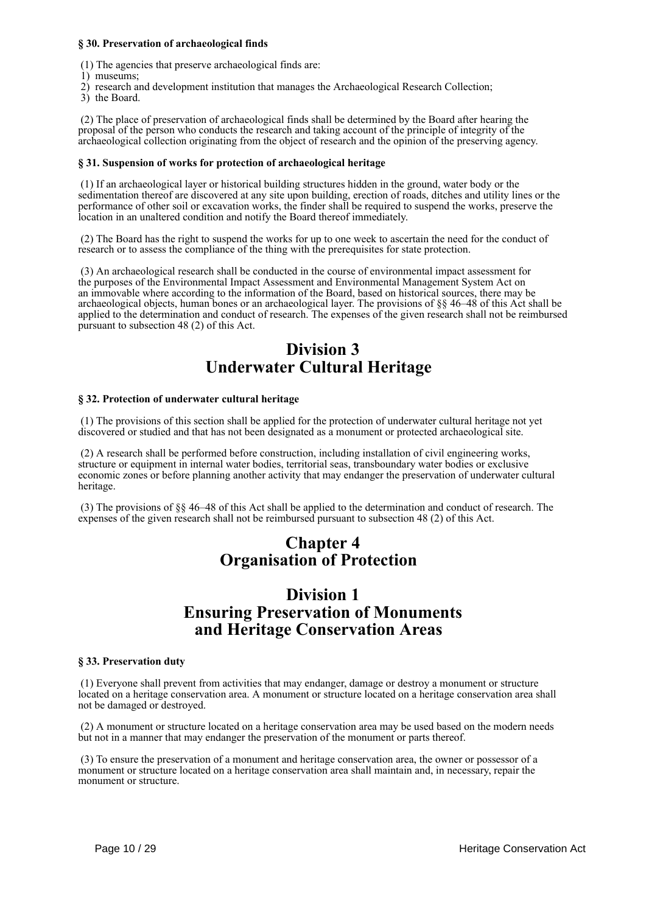**§ 30. Preservation of archaeological finds**

(1) The agencies that preserve archaeological finds are:
1) museums;
2) research and development institution that manages the Archaeological Research Collection;
3) the Board.

(2) The place of preservation of archaeological finds shall be determined by the Board after hearing the proposal of the person who conducts the research and taking account of the principle of integrity of the archaeological collection originating from the object of research and the opinion of the preserving agency.

**§ 31. Suspension of works for protection of archaeological heritage**

(1) If an archaeological layer or historical building structures hidden in the ground, water body or the sedimentation thereof are discovered at any site upon building, erection of roads, ditches and utility lines or the performance of other soil or excavation works, the finder shall be required to suspend the works, preserve the location in an unaltered condition and notify the Board thereof immediately.

(2) The Board has the right to suspend the works for up to one week to ascertain the need for the conduct of research or to assess the compliance of the thing with the prerequisites for state protection.

(3) An archaeological research shall be conducted in the course of environmental impact assessment for the purposes of the Environmental Impact Assessment and Environmental Management System Act on an immovable where according to the information of the Board, based on historical sources, there may be archaeological objects, human bones or an archaeological layer. The provisions of §§ 46–48 of this Act shall be applied to the determination and conduct of research. The expenses of the given research shall not be reimbursed pursuant to subsection 48 (2) of this Act.

## Division 3
## Underwater Cultural Heritage

**§ 32. Protection of underwater cultural heritage**

(1) The provisions of this section shall be applied for the protection of underwater cultural heritage not yet discovered or studied and that has not been designated as a monument or protected archaeological site.

(2) A research shall be performed before construction, including installation of civil engineering works, structure or equipment in internal water bodies, territorial seas, transboundary water bodies or exclusive economic zones or before planning another activity that may endanger the preservation of underwater cultural heritage.

(3) The provisions of §§ 46–48 of this Act shall be applied to the determination and conduct of research. The expenses of the given research shall not be reimbursed pursuant to subsection 48 (2) of this Act.

# Chapter 4
# Organisation of Protection

## Division 1
## Ensuring Preservation of Monuments and Heritage Conservation Areas

**§ 33. Preservation duty**

(1) Everyone shall prevent from activities that may endanger, damage or destroy a monument or structure located on a heritage conservation area. A monument or structure located on a heritage conservation area shall not be damaged or destroyed.

(2) A monument or structure located on a heritage conservation area may be used based on the modern needs but not in a manner that may endanger the preservation of the monument or parts thereof.

(3) To ensure the preservation of a monument and heritage conservation area, the owner or possessor of a monument or structure located on a heritage conservation area shall maintain and, in necessary, repair the monument or structure.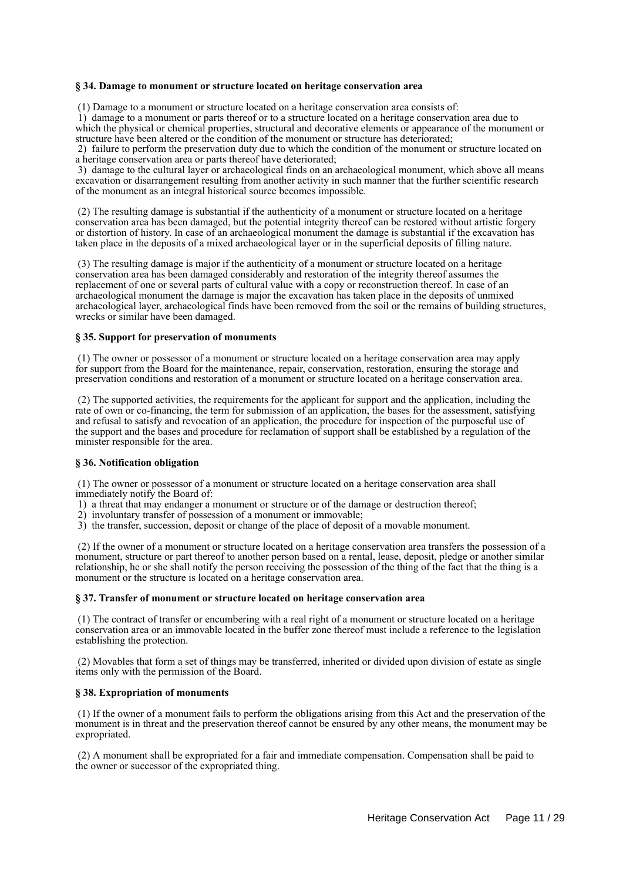### § 34. Damage to monument or structure located on heritage conservation area

(1) Damage to a monument or structure located on a heritage conservation area consists of:

1) damage to a monument or parts thereof or to a structure located on a heritage conservation area due to which the physical or chemical properties, structural and decorative elements or appearance of the monument or structure have been altered or the condition of the monument or structure has deteriorated;

2) failure to perform the preservation duty due to which the condition of the monument or structure located on a heritage conservation area or parts thereof have deteriorated;

3) damage to the cultural layer or archaeological finds on an archaeological monument, which above all means excavation or disarrangement resulting from another activity in such manner that the further scientific research of the monument as an integral historical source becomes impossible.

(2) The resulting damage is substantial if the authenticity of a monument or structure located on a heritage conservation area has been damaged, but the potential integrity thereof can be restored without artistic forgery or distortion of history. In case of an archaeological monument the damage is substantial if the excavation has taken place in the deposits of a mixed archaeological layer or in the superficial deposits of filling nature.

(3) The resulting damage is major if the authenticity of a monument or structure located on a heritage conservation area has been damaged considerably and restoration of the integrity thereof assumes the replacement of one or several parts of cultural value with a copy or reconstruction thereof. In case of an archaeological monument the damage is major the excavation has taken place in the deposits of unmixed archaeological layer, archaeological finds have been removed from the soil or the remains of building structures, wrecks or similar have been damaged.

### § 35. Support for preservation of monuments

(1) The owner or possessor of a monument or structure located on a heritage conservation area may apply for support from the Board for the maintenance, repair, conservation, restoration, ensuring the storage and preservation conditions and restoration of a monument or structure located on a heritage conservation area.

(2) The supported activities, the requirements for the applicant for support and the application, including the rate of own or co-financing, the term for submission of an application, the bases for the assessment, satisfying and refusal to satisfy and revocation of an application, the procedure for inspection of the purposeful use of the support and the bases and procedure for reclamation of support shall be established by a regulation of the minister responsible for the area.

### § 36. Notification obligation

(1) The owner or possessor of a monument or structure located on a heritage conservation area shall immediately notify the Board of:

1) a threat that may endanger a monument or structure or of the damage or destruction thereof;

2) involuntary transfer of possession of a monument or immovable;

3) the transfer, succession, deposit or change of the place of deposit of a movable monument.

(2) If the owner of a monument or structure located on a heritage conservation area transfers the possession of a monument, structure or part thereof to another person based on a rental, lease, deposit, pledge or another similar relationship, he or she shall notify the person receiving the possession of the thing of the fact that the thing is a monument or the structure is located on a heritage conservation area.

### § 37. Transfer of monument or structure located on heritage conservation area

(1) The contract of transfer or encumbering with a real right of a monument or structure located on a heritage conservation area or an immovable located in the buffer zone thereof must include a reference to the legislation establishing the protection.

(2) Movables that form a set of things may be transferred, inherited or divided upon division of estate as single items only with the permission of the Board.

### § 38. Expropriation of monuments

(1) If the owner of a monument fails to perform the obligations arising from this Act and the preservation of the monument is in threat and the preservation thereof cannot be ensured by any other means, the monument may be expropriated.

(2) A monument shall be expropriated for a fair and immediate compensation. Compensation shall be paid to the owner or successor of the expropriated thing.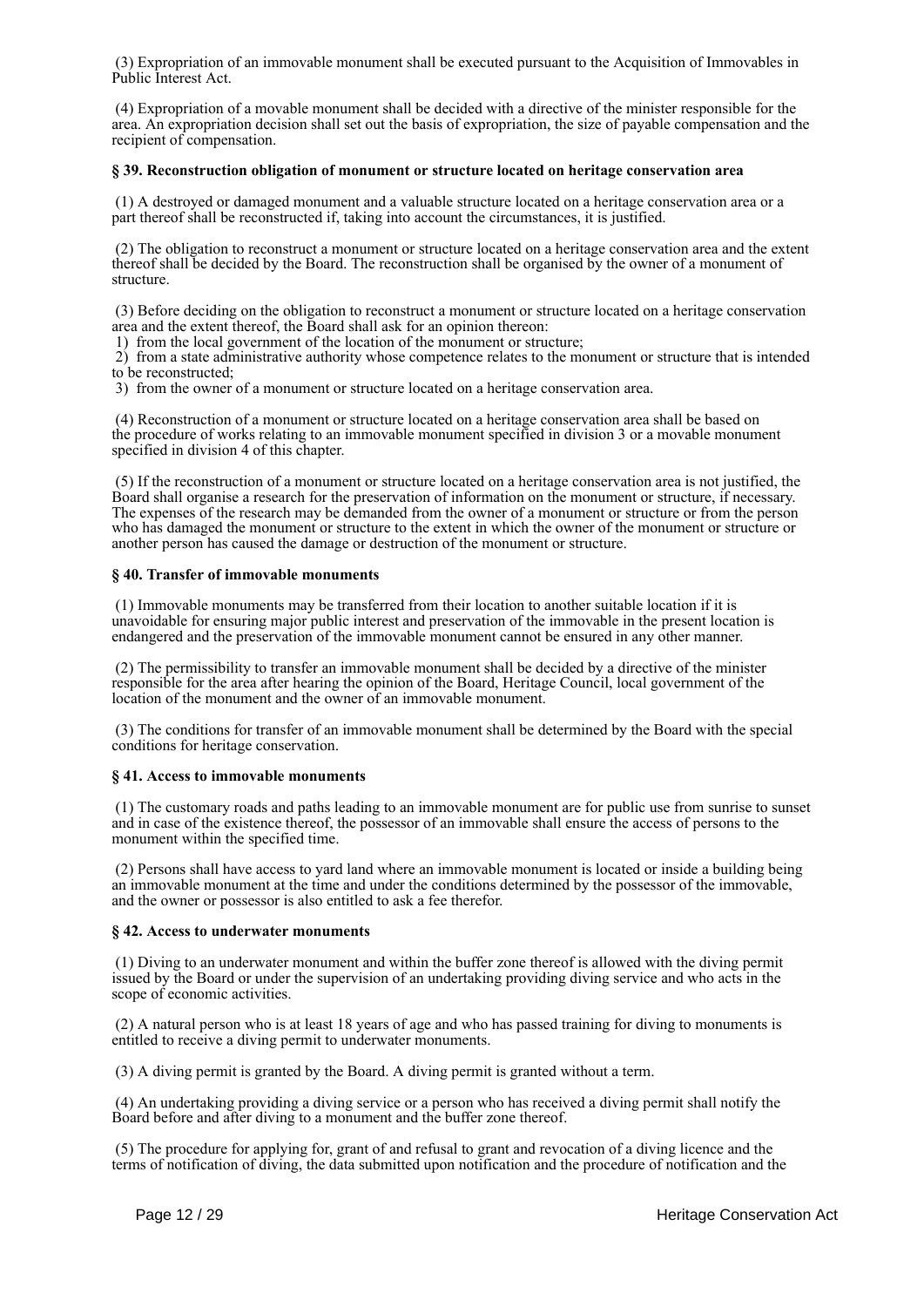(3) Expropriation of an immovable monument shall be executed pursuant to the Acquisition of Immovables in Public Interest Act.

(4) Expropriation of a movable monument shall be decided with a directive of the minister responsible for the area. An expropriation decision shall set out the basis of expropriation, the size of payable compensation and the recipient of compensation.

**§ 39. Reconstruction obligation of monument or structure located on heritage conservation area**

(1) A destroyed or damaged monument and a valuable structure located on a heritage conservation area or a part thereof shall be reconstructed if, taking into account the circumstances, it is justified.

(2) The obligation to reconstruct a monument or structure located on a heritage conservation area and the extent thereof shall be decided by the Board. The reconstruction shall be organised by the owner of a monument of structure.

(3) Before deciding on the obligation to reconstruct a monument or structure located on a heritage conservation area and the extent thereof, the Board shall ask for an opinion thereon:
1) from the local government of the location of the monument or structure;
2) from a state administrative authority whose competence relates to the monument or structure that is intended to be reconstructed;
3) from the owner of a monument or structure located on a heritage conservation area.

(4) Reconstruction of a monument or structure located on a heritage conservation area shall be based on the procedure of works relating to an immovable monument specified in division 3 or a movable monument specified in division 4 of this chapter.

(5) If the reconstruction of a monument or structure located on a heritage conservation area is not justified, the Board shall organise a research for the preservation of information on the monument or structure, if necessary. The expenses of the research may be demanded from the owner of a monument or structure or from the person who has damaged the monument or structure to the extent in which the owner of the monument or structure or another person has caused the damage or destruction of the monument or structure.

**§ 40. Transfer of immovable monuments**

(1) Immovable monuments may be transferred from their location to another suitable location if it is unavoidable for ensuring major public interest and preservation of the immovable in the present location is endangered and the preservation of the immovable monument cannot be ensured in any other manner.

(2) The permissibility to transfer an immovable monument shall be decided by a directive of the minister responsible for the area after hearing the opinion of the Board, Heritage Council, local government of the location of the monument and the owner of an immovable monument.

(3) The conditions for transfer of an immovable monument shall be determined by the Board with the special conditions for heritage conservation.

**§ 41. Access to immovable monuments**

(1) The customary roads and paths leading to an immovable monument are for public use from sunrise to sunset and in case of the existence thereof, the possessor of an immovable shall ensure the access of persons to the monument within the specified time.

(2) Persons shall have access to yard land where an immovable monument is located or inside a building being an immovable monument at the time and under the conditions determined by the possessor of the immovable, and the owner or possessor is also entitled to ask a fee therefor.

**§ 42. Access to underwater monuments**

(1) Diving to an underwater monument and within the buffer zone thereof is allowed with the diving permit issued by the Board or under the supervision of an undertaking providing diving service and who acts in the scope of economic activities.

(2) A natural person who is at least 18 years of age and who has passed training for diving to monuments is entitled to receive a diving permit to underwater monuments.

(3) A diving permit is granted by the Board. A diving permit is granted without a term.

(4) An undertaking providing a diving service or a person who has received a diving permit shall notify the Board before and after diving to a monument and the buffer zone thereof.

(5) The procedure for applying for, grant of and refusal to grant and revocation of a diving licence and the terms of notification of diving, the data submitted upon notification and the procedure of notification and the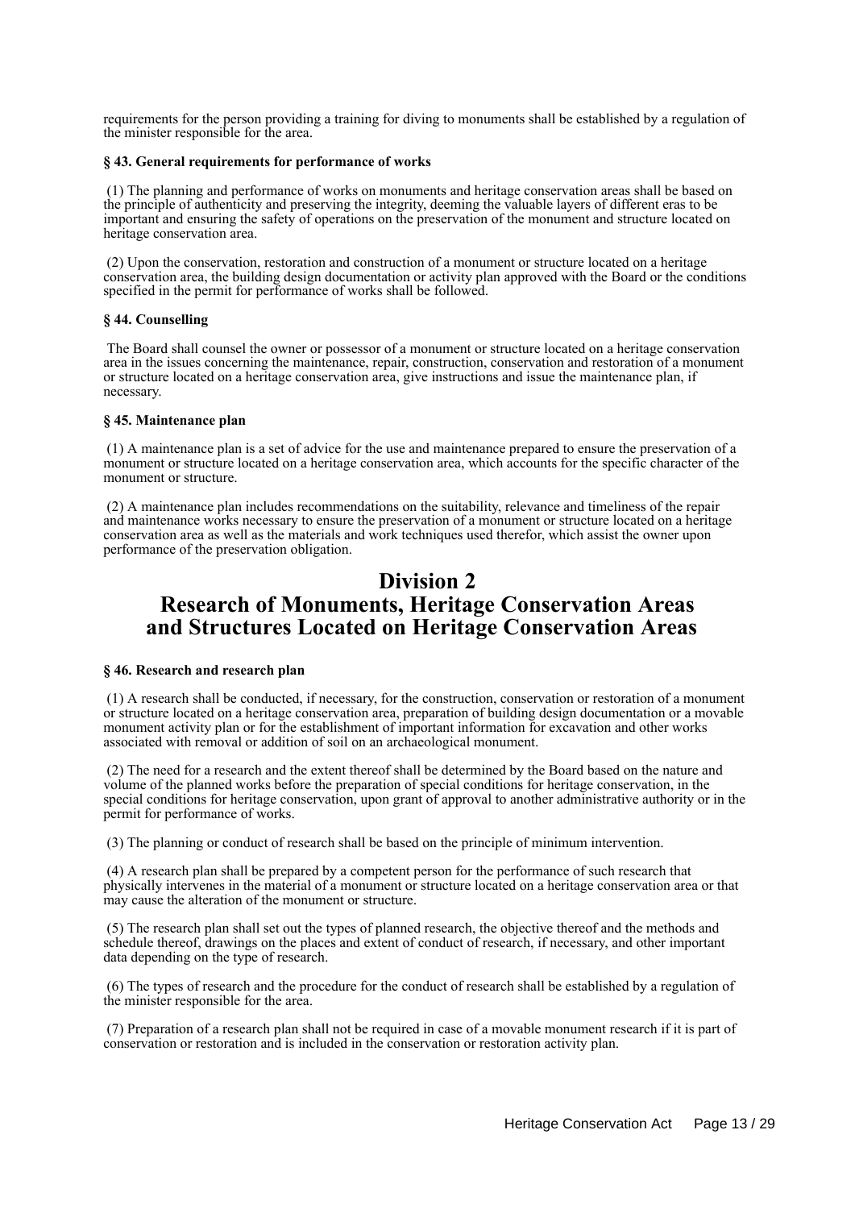requirements for the person providing a training for diving to monuments shall be established by a regulation of the minister responsible for the area.

**§ 43. General requirements for performance of works**

(1) The planning and performance of works on monuments and heritage conservation areas shall be based on the principle of authenticity and preserving the integrity, deeming the valuable layers of different eras to be important and ensuring the safety of operations on the preservation of the monument and structure located on heritage conservation area.

(2) Upon the conservation, restoration and construction of a monument or structure located on a heritage conservation area, the building design documentation or activity plan approved with the Board or the conditions specified in the permit for performance of works shall be followed.

**§ 44. Counselling**

The Board shall counsel the owner or possessor of a monument or structure located on a heritage conservation area in the issues concerning the maintenance, repair, construction, conservation and restoration of a monument or structure located on a heritage conservation area, give instructions and issue the maintenance plan, if necessary.

**§ 45. Maintenance plan**

(1) A maintenance plan is a set of advice for the use and maintenance prepared to ensure the preservation of a monument or structure located on a heritage conservation area, which accounts for the specific character of the monument or structure.

(2) A maintenance plan includes recommendations on the suitability, relevance and timeliness of the repair and maintenance works necessary to ensure the preservation of a monument or structure located on a heritage conservation area as well as the materials and work techniques used therefor, which assist the owner upon performance of the preservation obligation.

# Division 2
# Research of Monuments, Heritage Conservation Areas and Structures Located on Heritage Conservation Areas

**§ 46. Research and research plan**

(1) A research shall be conducted, if necessary, for the construction, conservation or restoration of a monument or structure located on a heritage conservation area, preparation of building design documentation or a movable monument activity plan or for the establishment of important information for excavation and other works associated with removal or addition of soil on an archaeological monument.

(2) The need for a research and the extent thereof shall be determined by the Board based on the nature and volume of the planned works before the preparation of special conditions for heritage conservation, in the special conditions for heritage conservation, upon grant of approval to another administrative authority or in the permit for performance of works.

(3) The planning or conduct of research shall be based on the principle of minimum intervention.

(4) A research plan shall be prepared by a competent person for the performance of such research that physically intervenes in the material of a monument or structure located on a heritage conservation area or that may cause the alteration of the monument or structure.

(5) The research plan shall set out the types of planned research, the objective thereof and the methods and schedule thereof, drawings on the places and extent of conduct of research, if necessary, and other important data depending on the type of research.

(6) The types of research and the procedure for the conduct of research shall be established by a regulation of the minister responsible for the area.

(7) Preparation of a research plan shall not be required in case of a movable monument research if it is part of conservation or restoration and is included in the conservation or restoration activity plan.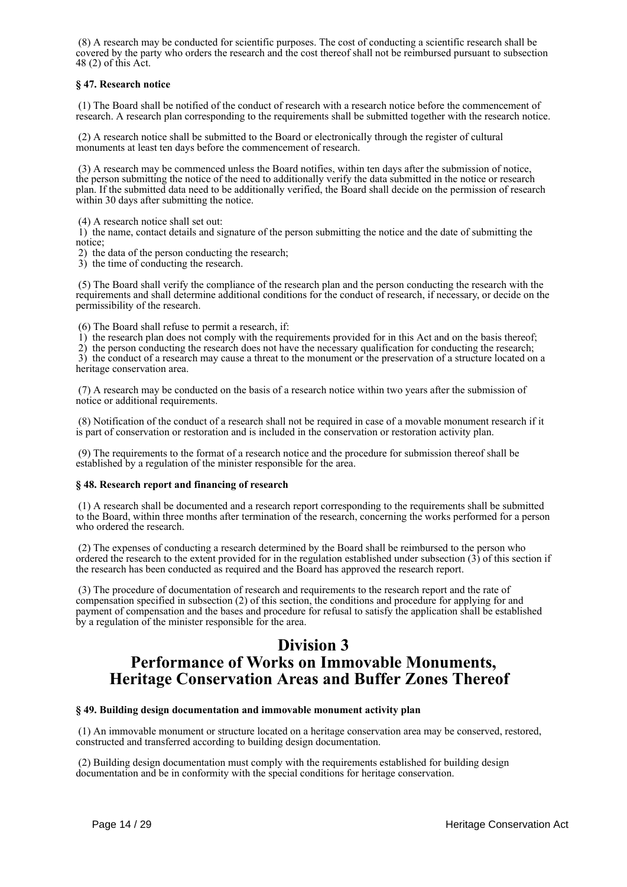(8) A research may be conducted for scientific purposes. The cost of conducting a scientific research shall be covered by the party who orders the research and the cost thereof shall not be reimbursed pursuant to subsection 48 (2) of this Act.

**§ 47. Research notice**

(1) The Board shall be notified of the conduct of research with a research notice before the commencement of research. A research plan corresponding to the requirements shall be submitted together with the research notice.

(2) A research notice shall be submitted to the Board or electronically through the register of cultural monuments at least ten days before the commencement of research.

(3) A research may be commenced unless the Board notifies, within ten days after the submission of notice, the person submitting the notice of the need to additionally verify the data submitted in the notice or research plan. If the submitted data need to be additionally verified, the Board shall decide on the permission of research within 30 days after submitting the notice.

(4) A research notice shall set out:
1) the name, contact details and signature of the person submitting the notice and the date of submitting the notice;
2) the data of the person conducting the research;
3) the time of conducting the research.

(5) The Board shall verify the compliance of the research plan and the person conducting the research with the requirements and shall determine additional conditions for the conduct of research, if necessary, or decide on the permissibility of the research.

(6) The Board shall refuse to permit a research, if:
1) the research plan does not comply with the requirements provided for in this Act and on the basis thereof;
2) the person conducting the research does not have the necessary qualification for conducting the research;
3) the conduct of a research may cause a threat to the monument or the preservation of a structure located on a heritage conservation area.

(7) A research may be conducted on the basis of a research notice within two years after the submission of notice or additional requirements.

(8) Notification of the conduct of a research shall not be required in case of a movable monument research if it is part of conservation or restoration and is included in the conservation or restoration activity plan.

(9) The requirements to the format of a research notice and the procedure for submission thereof shall be established by a regulation of the minister responsible for the area.

**§ 48. Research report and financing of research**

(1) A research shall be documented and a research report corresponding to the requirements shall be submitted to the Board, within three months after termination of the research, concerning the works performed for a person who ordered the research.

(2) The expenses of conducting a research determined by the Board shall be reimbursed to the person who ordered the research to the extent provided for in the regulation established under subsection (3) of this section if the research has been conducted as required and the Board has approved the research report.

(3) The procedure of documentation of research and requirements to the research report and the rate of compensation specified in subsection (2) of this section, the conditions and procedure for applying for and payment of compensation and the bases and procedure for refusal to satisfy the application shall be established by a regulation of the minister responsible for the area.

# Division 3
# Performance of Works on Immovable Monuments, Heritage Conservation Areas and Buffer Zones Thereof

**§ 49. Building design documentation and immovable monument activity plan**

(1) An immovable monument or structure located on a heritage conservation area may be conserved, restored, constructed and transferred according to building design documentation.

(2) Building design documentation must comply with the requirements established for building design documentation and be in conformity with the special conditions for heritage conservation.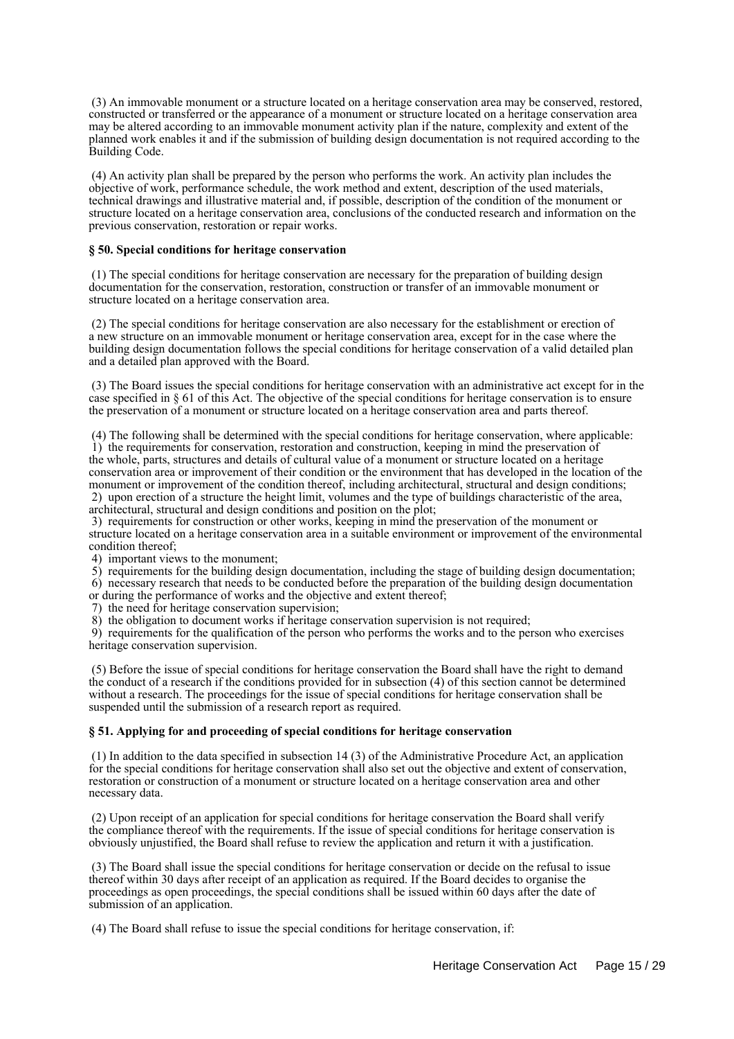(3) An immovable monument or a structure located on a heritage conservation area may be conserved, restored, constructed or transferred or the appearance of a monument or structure located on a heritage conservation area may be altered according to an immovable monument activity plan if the nature, complexity and extent of the planned work enables it and if the submission of building design documentation is not required according to the Building Code.

(4) An activity plan shall be prepared by the person who performs the work. An activity plan includes the objective of work, performance schedule, the work method and extent, description of the used materials, technical drawings and illustrative material and, if possible, description of the condition of the monument or structure located on a heritage conservation area, conclusions of the conducted research and information on the previous conservation, restoration or repair works.

### § 50. Special conditions for heritage conservation

(1) The special conditions for heritage conservation are necessary for the preparation of building design documentation for the conservation, restoration, construction or transfer of an immovable monument or structure located on a heritage conservation area.

(2) The special conditions for heritage conservation are also necessary for the establishment or erection of a new structure on an immovable monument or heritage conservation area, except for in the case where the building design documentation follows the special conditions for heritage conservation of a valid detailed plan and a detailed plan approved with the Board.

(3) The Board issues the special conditions for heritage conservation with an administrative act except for in the case specified in § 61 of this Act. The objective of the special conditions for heritage conservation is to ensure the preservation of a monument or structure located on a heritage conservation area and parts thereof.

(4) The following shall be determined with the special conditions for heritage conservation, where applicable:
1) the requirements for conservation, restoration and construction, keeping in mind the preservation of the whole, parts, structures and details of cultural value of a monument or structure located on a heritage conservation area or improvement of their condition or the environment that has developed in the location of the monument or improvement of the condition thereof, including architectural, structural and design conditions;
2) upon erection of a structure the height limit, volumes and the type of buildings characteristic of the area, architectural, structural and design conditions and position on the plot;
3) requirements for construction or other works, keeping in mind the preservation of the monument or structure located on a heritage conservation area in a suitable environment or improvement of the environmental condition thereof;
4) important views to the monument;
5) requirements for the building design documentation, including the stage of building design documentation;
6) necessary research that needs to be conducted before the preparation of the building design documentation or during the performance of works and the objective and extent thereof;
7) the need for heritage conservation supervision;
8) the obligation to document works if heritage conservation supervision is not required;
9) requirements for the qualification of the person who performs the works and to the person who exercises heritage conservation supervision.

(5) Before the issue of special conditions for heritage conservation the Board shall have the right to demand the conduct of a research if the conditions provided for in subsection (4) of this section cannot be determined without a research. The proceedings for the issue of special conditions for heritage conservation shall be suspended until the submission of a research report as required.

### § 51. Applying for and proceeding of special conditions for heritage conservation

(1) In addition to the data specified in subsection 14 (3) of the Administrative Procedure Act, an application for the special conditions for heritage conservation shall also set out the objective and extent of conservation, restoration or construction of a monument or structure located on a heritage conservation area and other necessary data.

(2) Upon receipt of an application for special conditions for heritage conservation the Board shall verify the compliance thereof with the requirements. If the issue of special conditions for heritage conservation is obviously unjustified, the Board shall refuse to review the application and return it with a justification.

(3) The Board shall issue the special conditions for heritage conservation or decide on the refusal to issue thereof within 30 days after receipt of an application as required. If the Board decides to organise the proceedings as open proceedings, the special conditions shall be issued within 60 days after the date of submission of an application.

(4) The Board shall refuse to issue the special conditions for heritage conservation, if: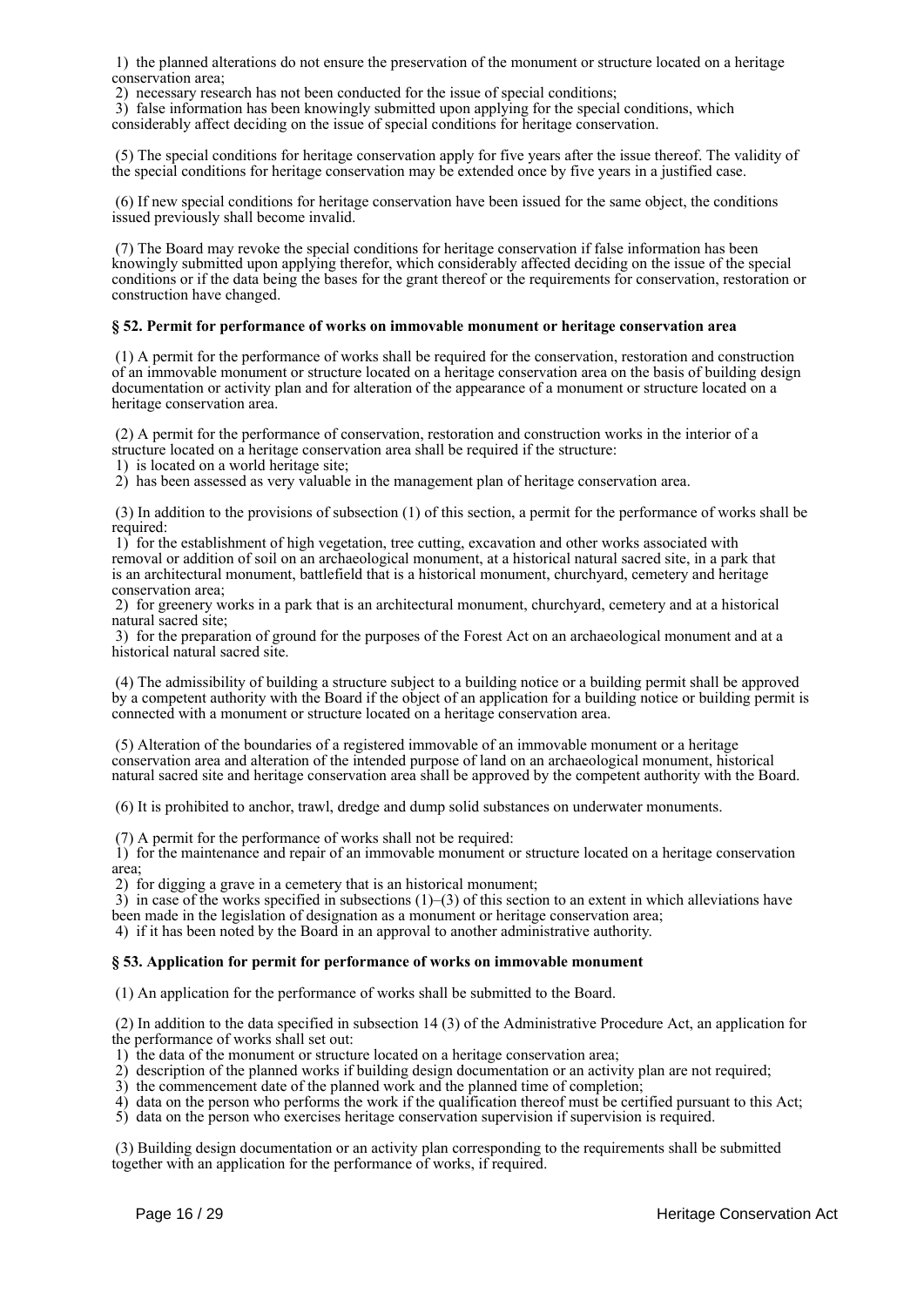1) the planned alterations do not ensure the preservation of the monument or structure located on a heritage conservation area;
2) necessary research has not been conducted for the issue of special conditions;
3) false information has been knowingly submitted upon applying for the special conditions, which considerably affect deciding on the issue of special conditions for heritage conservation.

(5) The special conditions for heritage conservation apply for five years after the issue thereof. The validity of the special conditions for heritage conservation may be extended once by five years in a justified case.

(6) If new special conditions for heritage conservation have been issued for the same object, the conditions issued previously shall become invalid.

(7) The Board may revoke the special conditions for heritage conservation if false information has been knowingly submitted upon applying therefor, which considerably affected deciding on the issue of the special conditions or if the data being the bases for the grant thereof or the requirements for conservation, restoration or construction have changed.

### § 52. Permit for performance of works on immovable monument or heritage conservation area

(1) A permit for the performance of works shall be required for the conservation, restoration and construction of an immovable monument or structure located on a heritage conservation area on the basis of building design documentation or activity plan and for alteration of the appearance of a monument or structure located on a heritage conservation area.

(2) A permit for the performance of conservation, restoration and construction works in the interior of a structure located on a heritage conservation area shall be required if the structure:
1) is located on a world heritage site;
2) has been assessed as very valuable in the management plan of heritage conservation area.

(3) In addition to the provisions of subsection (1) of this section, a permit for the performance of works shall be required:
1) for the establishment of high vegetation, tree cutting, excavation and other works associated with removal or addition of soil on an archaeological monument, at a historical natural sacred site, in a park that is an architectural monument, battlefield that is a historical monument, churchyard, cemetery and heritage conservation area;
2) for greenery works in a park that is an architectural monument, churchyard, cemetery and at a historical natural sacred site;
3) for the preparation of ground for the purposes of the Forest Act on an archaeological monument and at a historical natural sacred site.

(4) The admissibility of building a structure subject to a building notice or a building permit shall be approved by a competent authority with the Board if the object of an application for a building notice or building permit is connected with a monument or structure located on a heritage conservation area.

(5) Alteration of the boundaries of a registered immovable of an immovable monument or a heritage conservation area and alteration of the intended purpose of land on an archaeological monument, historical natural sacred site and heritage conservation area shall be approved by the competent authority with the Board.

(6) It is prohibited to anchor, trawl, dredge and dump solid substances on underwater monuments.

(7) A permit for the performance of works shall not be required:
1) for the maintenance and repair of an immovable monument or structure located on a heritage conservation area;
2) for digging a grave in a cemetery that is an historical monument;
3) in case of the works specified in subsections (1)–(3) of this section to an extent in which alleviations have been made in the legislation of designation as a monument or heritage conservation area;
4) if it has been noted by the Board in an approval to another administrative authority.

### § 53. Application for permit for performance of works on immovable monument

(1) An application for the performance of works shall be submitted to the Board.

(2) In addition to the data specified in subsection 14 (3) of the Administrative Procedure Act, an application for the performance of works shall set out:
1) the data of the monument or structure located on a heritage conservation area;
2) description of the planned works if building design documentation or an activity plan are not required;
3) the commencement date of the planned work and the planned time of completion;
4) data on the person who performs the work if the qualification thereof must be certified pursuant to this Act;
5) data on the person who exercises heritage conservation supervision if supervision is required.

(3) Building design documentation or an activity plan corresponding to the requirements shall be submitted together with an application for the performance of works, if required.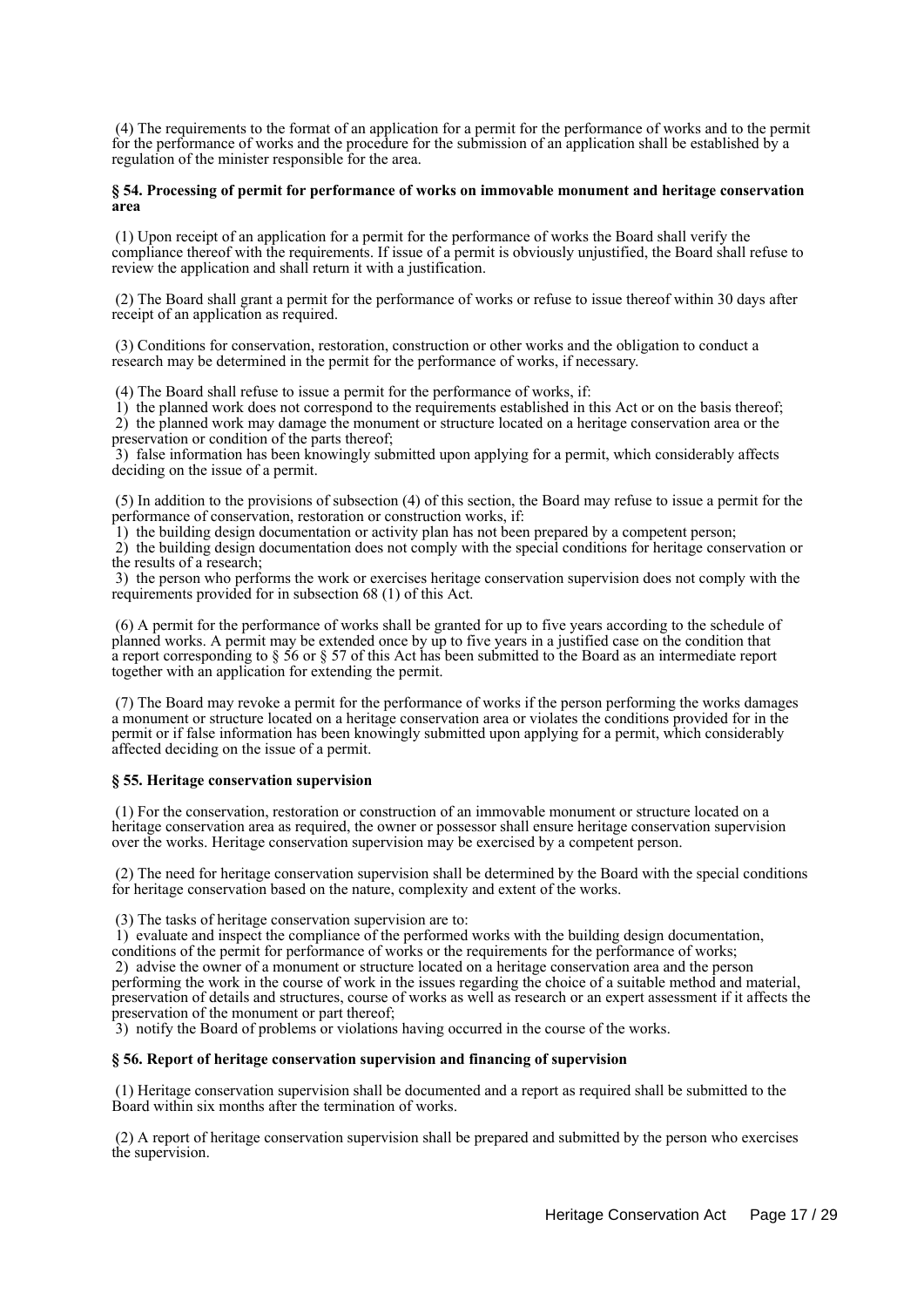(4) The requirements to the format of an application for a permit for the performance of works and to the permit for the performance of works and the procedure for the submission of an application shall be established by a regulation of the minister responsible for the area.

#### § 54. Processing of permit for performance of works on immovable monument and heritage conservation area

(1) Upon receipt of an application for a permit for the performance of works the Board shall verify the compliance thereof with the requirements. If issue of a permit is obviously unjustified, the Board shall refuse to review the application and shall return it with a justification.

(2) The Board shall grant a permit for the performance of works or refuse to issue thereof within 30 days after receipt of an application as required.

(3) Conditions for conservation, restoration, construction or other works and the obligation to conduct a research may be determined in the permit for the performance of works, if necessary.

(4) The Board shall refuse to issue a permit for the performance of works, if:
1) the planned work does not correspond to the requirements established in this Act or on the basis thereof;
2) the planned work may damage the monument or structure located on a heritage conservation area or the preservation or condition of the parts thereof;
3) false information has been knowingly submitted upon applying for a permit, which considerably affects deciding on the issue of a permit.

(5) In addition to the provisions of subsection (4) of this section, the Board may refuse to issue a permit for the performance of conservation, restoration or construction works, if:
1) the building design documentation or activity plan has not been prepared by a competent person;
2) the building design documentation does not comply with the special conditions for heritage conservation or the results of a research;
3) the person who performs the work or exercises heritage conservation supervision does not comply with the requirements provided for in subsection 68 (1) of this Act.

(6) A permit for the performance of works shall be granted for up to five years according to the schedule of planned works. A permit may be extended once by up to five years in a justified case on the condition that a report corresponding to § 56 or § 57 of this Act has been submitted to the Board as an intermediate report together with an application for extending the permit.

(7) The Board may revoke a permit for the performance of works if the person performing the works damages a monument or structure located on a heritage conservation area or violates the conditions provided for in the permit or if false information has been knowingly submitted upon applying for a permit, which considerably affected deciding on the issue of a permit.

#### § 55. Heritage conservation supervision

(1) For the conservation, restoration or construction of an immovable monument or structure located on a heritage conservation area as required, the owner or possessor shall ensure heritage conservation supervision over the works. Heritage conservation supervision may be exercised by a competent person.

(2) The need for heritage conservation supervision shall be determined by the Board with the special conditions for heritage conservation based on the nature, complexity and extent of the works.

(3) The tasks of heritage conservation supervision are to:
1) evaluate and inspect the compliance of the performed works with the building design documentation, conditions of the permit for performance of works or the requirements for the performance of works;
2) advise the owner of a monument or structure located on a heritage conservation area and the person performing the work in the course of work in the issues regarding the choice of a suitable method and material, preservation of details and structures, course of works as well as research or an expert assessment if it affects the preservation of the monument or part thereof;
3) notify the Board of problems or violations having occurred in the course of the works.

#### § 56. Report of heritage conservation supervision and financing of supervision

(1) Heritage conservation supervision shall be documented and a report as required shall be submitted to the Board within six months after the termination of works.

(2) A report of heritage conservation supervision shall be prepared and submitted by the person who exercises the supervision.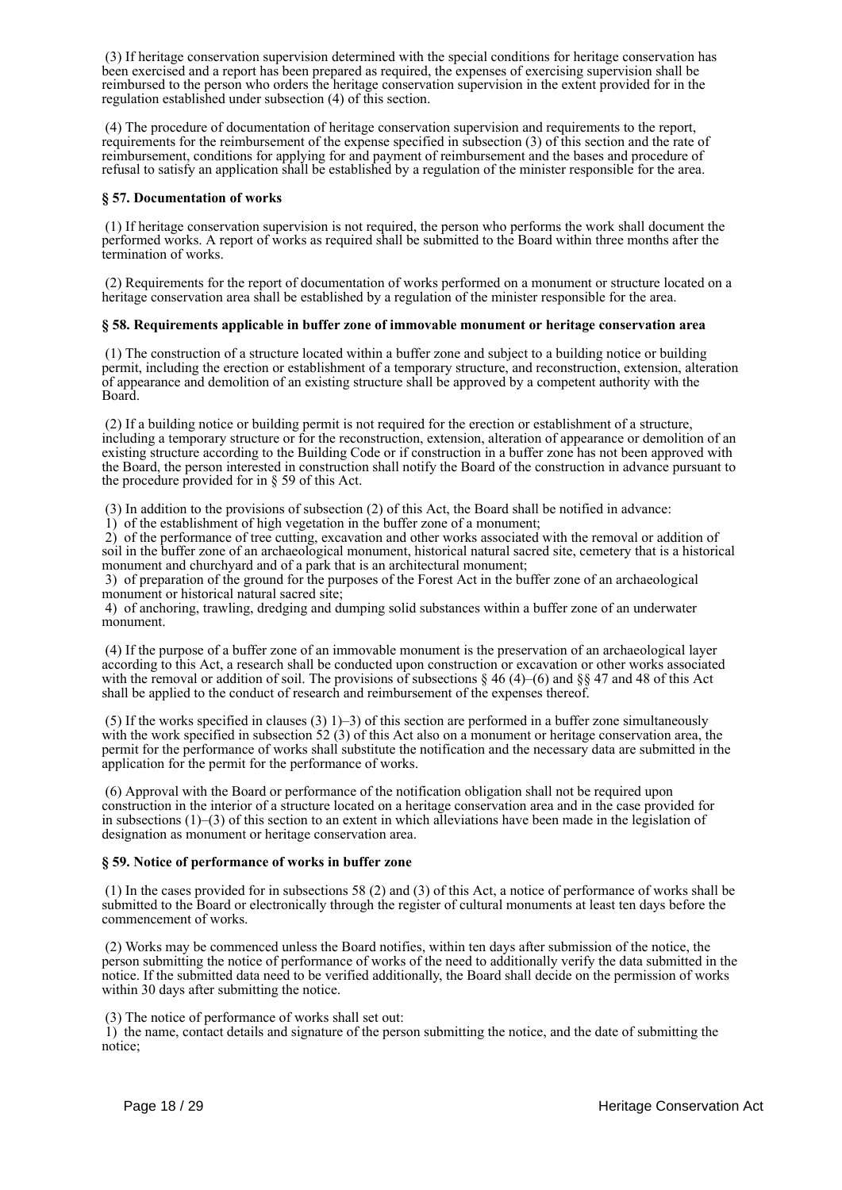(3) If heritage conservation supervision determined with the special conditions for heritage conservation has been exercised and a report has been prepared as required, the expenses of exercising supervision shall be reimbursed to the person who orders the heritage conservation supervision in the extent provided for in the regulation established under subsection (4) of this section.

(4) The procedure of documentation of heritage conservation supervision and requirements to the report, requirements for the reimbursement of the expense specified in subsection (3) of this section and the rate of reimbursement, conditions for applying for and payment of reimbursement and the bases and procedure of refusal to satisfy an application shall be established by a regulation of the minister responsible for the area.

**§ 57. Documentation of works**

(1) If heritage conservation supervision is not required, the person who performs the work shall document the performed works. A report of works as required shall be submitted to the Board within three months after the termination of works.

(2) Requirements for the report of documentation of works performed on a monument or structure located on a heritage conservation area shall be established by a regulation of the minister responsible for the area.

**§ 58. Requirements applicable in buffer zone of immovable monument or heritage conservation area**

(1) The construction of a structure located within a buffer zone and subject to a building notice or building permit, including the erection or establishment of a temporary structure, and reconstruction, extension, alteration of appearance and demolition of an existing structure shall be approved by a competent authority with the Board.

(2) If a building notice or building permit is not required for the erection or establishment of a structure, including a temporary structure or for the reconstruction, extension, alteration of appearance or demolition of an existing structure according to the Building Code or if construction in a buffer zone has not been approved with the Board, the person interested in construction shall notify the Board of the construction in advance pursuant to the procedure provided for in § 59 of this Act.

(3) In addition to the provisions of subsection (2) of this Act, the Board shall be notified in advance:
1) of the establishment of high vegetation in the buffer zone of a monument;
2) of the performance of tree cutting, excavation and other works associated with the removal or addition of soil in the buffer zone of an archaeological monument, historical natural sacred site, cemetery that is a historical monument and churchyard and of a park that is an architectural monument;
3) of preparation of the ground for the purposes of the Forest Act in the buffer zone of an archaeological monument or historical natural sacred site;
4) of anchoring, trawling, dredging and dumping solid substances within a buffer zone of an underwater monument.

(4) If the purpose of a buffer zone of an immovable monument is the preservation of an archaeological layer according to this Act, a research shall be conducted upon construction or excavation or other works associated with the removal or addition of soil. The provisions of subsections § 46 (4)–(6) and §§ 47 and 48 of this Act shall be applied to the conduct of research and reimbursement of the expenses thereof.

(5) If the works specified in clauses (3) 1)–3) of this section are performed in a buffer zone simultaneously with the work specified in subsection 52 (3) of this Act also on a monument or heritage conservation area, the permit for the performance of works shall substitute the notification and the necessary data are submitted in the application for the permit for the performance of works.

(6) Approval with the Board or performance of the notification obligation shall not be required upon construction in the interior of a structure located on a heritage conservation area and in the case provided for in subsections (1)–(3) of this section to an extent in which alleviations have been made in the legislation of designation as monument or heritage conservation area.

**§ 59. Notice of performance of works in buffer zone**

(1) In the cases provided for in subsections 58 (2) and (3) of this Act, a notice of performance of works shall be submitted to the Board or electronically through the register of cultural monuments at least ten days before the commencement of works.

(2) Works may be commenced unless the Board notifies, within ten days after submission of the notice, the person submitting the notice of performance of works of the need to additionally verify the data submitted in the notice. If the submitted data need to be verified additionally, the Board shall decide on the permission of works within 30 days after submitting the notice.

(3) The notice of performance of works shall set out:
1) the name, contact details and signature of the person submitting the notice, and the date of submitting the notice;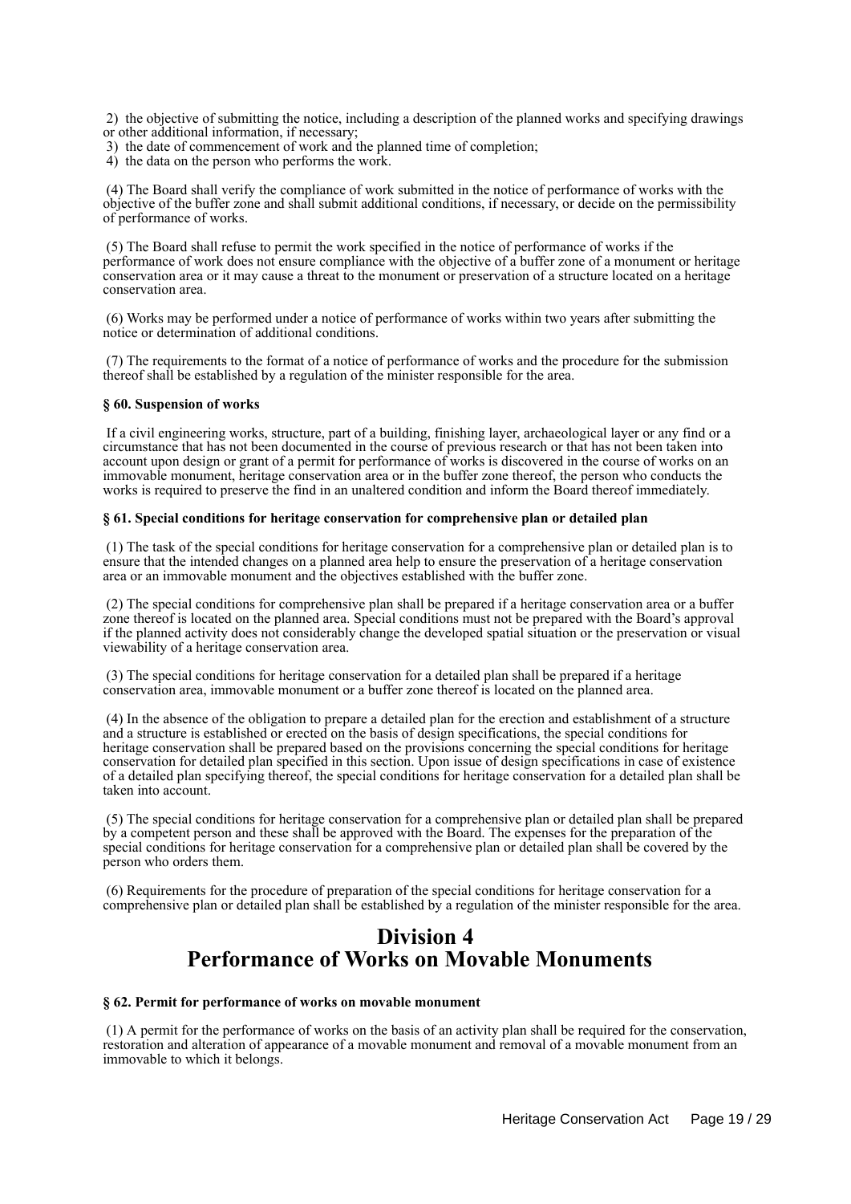2) the objective of submitting the notice, including a description of the planned works and specifying drawings or other additional information, if necessary;
3) the date of commencement of work and the planned time of completion;
4) the data on the person who performs the work.

(4) The Board shall verify the compliance of work submitted in the notice of performance of works with the objective of the buffer zone and shall submit additional conditions, if necessary, or decide on the permissibility of performance of works.

(5) The Board shall refuse to permit the work specified in the notice of performance of works if the performance of work does not ensure compliance with the objective of a buffer zone of a monument or heritage conservation area or it may cause a threat to the monument or preservation of a structure located on a heritage conservation area.

(6) Works may be performed under a notice of performance of works within two years after submitting the notice or determination of additional conditions.

(7) The requirements to the format of a notice of performance of works and the procedure for the submission thereof shall be established by a regulation of the minister responsible for the area.

**§ 60. Suspension of works**

If a civil engineering works, structure, part of a building, finishing layer, archaeological layer or any find or a circumstance that has not been documented in the course of previous research or that has not been taken into account upon design or grant of a permit for performance of works is discovered in the course of works on an immovable monument, heritage conservation area or in the buffer zone thereof, the person who conducts the works is required to preserve the find in an unaltered condition and inform the Board thereof immediately.

**§ 61. Special conditions for heritage conservation for comprehensive plan or detailed plan**

(1) The task of the special conditions for heritage conservation for a comprehensive plan or detailed plan is to ensure that the intended changes on a planned area help to ensure the preservation of a heritage conservation area or an immovable monument and the objectives established with the buffer zone.

(2) The special conditions for comprehensive plan shall be prepared if a heritage conservation area or a buffer zone thereof is located on the planned area. Special conditions must not be prepared with the Board's approval if the planned activity does not considerably change the developed spatial situation or the preservation or visual viewability of a heritage conservation area.

(3) The special conditions for heritage conservation for a detailed plan shall be prepared if a heritage conservation area, immovable monument or a buffer zone thereof is located on the planned area.

(4) In the absence of the obligation to prepare a detailed plan for the erection and establishment of a structure and a structure is established or erected on the basis of design specifications, the special conditions for heritage conservation shall be prepared based on the provisions concerning the special conditions for heritage conservation for detailed plan specified in this section. Upon issue of design specifications in case of existence of a detailed plan specifying thereof, the special conditions for heritage conservation for a detailed plan shall be taken into account.

(5) The special conditions for heritage conservation for a comprehensive plan or detailed plan shall be prepared by a competent person and these shall be approved with the Board. The expenses for the preparation of the special conditions for heritage conservation for a comprehensive plan or detailed plan shall be covered by the person who orders them.

(6) Requirements for the procedure of preparation of the special conditions for heritage conservation for a comprehensive plan or detailed plan shall be established by a regulation of the minister responsible for the area.

## Division 4
## Performance of Works on Movable Monuments

**§ 62. Permit for performance of works on movable monument**

(1) A permit for the performance of works on the basis of an activity plan shall be required for the conservation, restoration and alteration of appearance of a movable monument and removal of a movable monument from an immovable to which it belongs.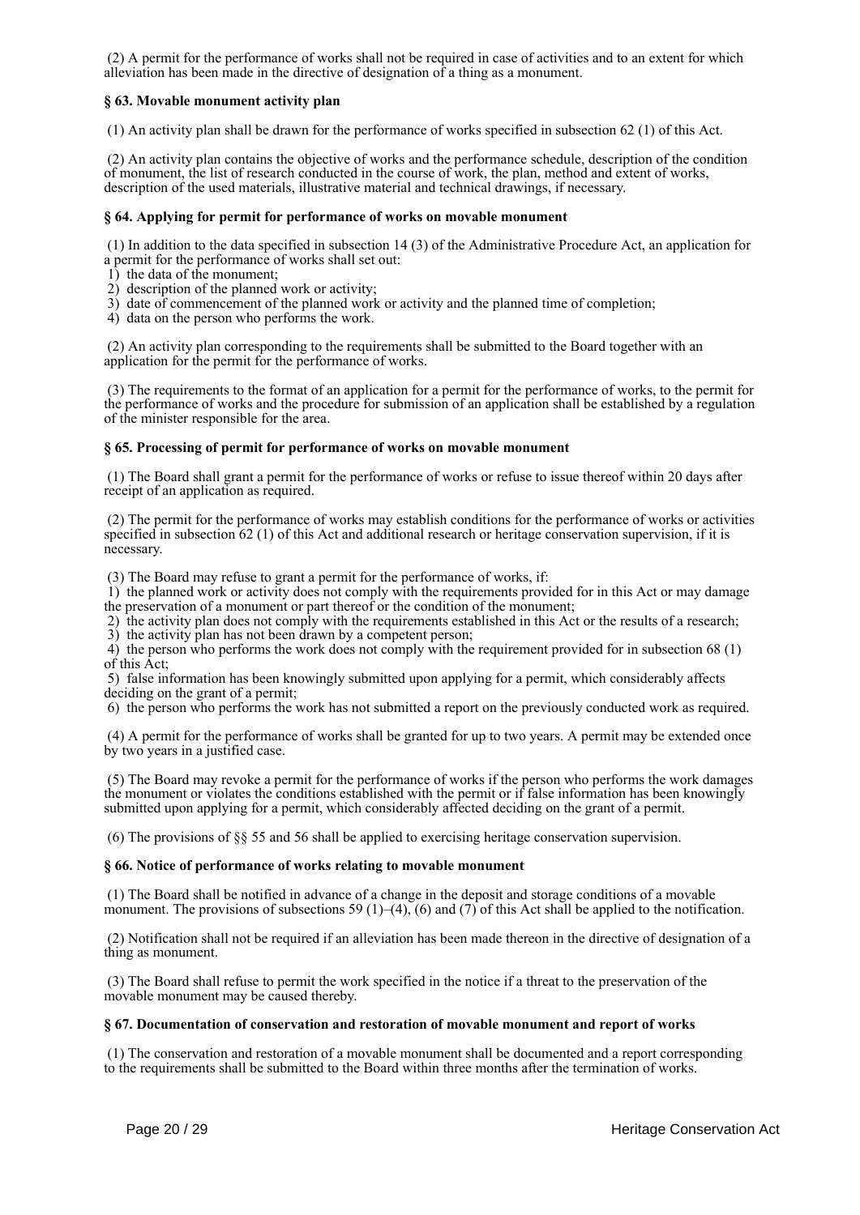(2) A permit for the performance of works shall not be required in case of activities and to an extent for which alleviation has been made in the directive of designation of a thing as a monument.

### § 63. Movable monument activity plan

(1) An activity plan shall be drawn for the performance of works specified in subsection 62 (1) of this Act.

(2) An activity plan contains the objective of works and the performance schedule, description of the condition of monument, the list of research conducted in the course of work, the plan, method and extent of works, description of the used materials, illustrative material and technical drawings, if necessary.

### § 64. Applying for permit for performance of works on movable monument

(1) In addition to the data specified in subsection 14 (3) of the Administrative Procedure Act, an application for a permit for the performance of works shall set out:
1) the data of the monument;
2) description of the planned work or activity;
3) date of commencement of the planned work or activity and the planned time of completion;
4) data on the person who performs the work.

(2) An activity plan corresponding to the requirements shall be submitted to the Board together with an application for the permit for the performance of works.

(3) The requirements to the format of an application for a permit for the performance of works, to the permit for the performance of works and the procedure for submission of an application shall be established by a regulation of the minister responsible for the area.

### § 65. Processing of permit for performance of works on movable monument

(1) The Board shall grant a permit for the performance of works or refuse to issue thereof within 20 days after receipt of an application as required.

(2) The permit for the performance of works may establish conditions for the performance of works or activities specified in subsection 62 (1) of this Act and additional research or heritage conservation supervision, if it is necessary.

(3) The Board may refuse to grant a permit for the performance of works, if:
1) the planned work or activity does not comply with the requirements provided for in this Act or may damage the preservation of a monument or part thereof or the condition of the monument;
2) the activity plan does not comply with the requirements established in this Act or the results of a research;
3) the activity plan has not been drawn by a competent person;
4) the person who performs the work does not comply with the requirement provided for in subsection 68 (1) of this Act;
5) false information has been knowingly submitted upon applying for a permit, which considerably affects deciding on the grant of a permit;
6) the person who performs the work has not submitted a report on the previously conducted work as required.

(4) A permit for the performance of works shall be granted for up to two years. A permit may be extended once by two years in a justified case.

(5) The Board may revoke a permit for the performance of works if the person who performs the work damages the monument or violates the conditions established with the permit or if false information has been knowingly submitted upon applying for a permit, which considerably affected deciding on the grant of a permit.

(6) The provisions of §§ 55 and 56 shall be applied to exercising heritage conservation supervision.

### § 66. Notice of performance of works relating to movable monument

(1) The Board shall be notified in advance of a change in the deposit and storage conditions of a movable monument. The provisions of subsections 59 (1)–(4), (6) and (7) of this Act shall be applied to the notification.

(2) Notification shall not be required if an alleviation has been made thereon in the directive of designation of a thing as monument.

(3) The Board shall refuse to permit the work specified in the notice if a threat to the preservation of the movable monument may be caused thereby.

### § 67. Documentation of conservation and restoration of movable monument and report of works

(1) The conservation and restoration of a movable monument shall be documented and a report corresponding to the requirements shall be submitted to the Board within three months after the termination of works.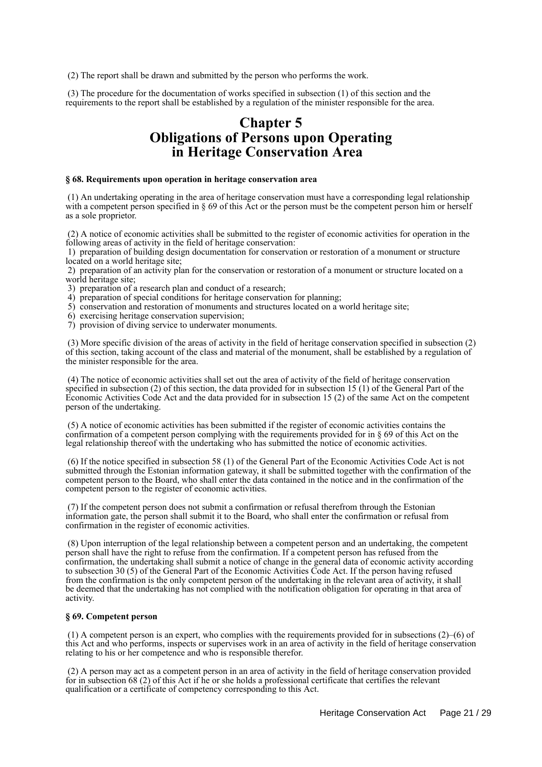(2) The report shall be drawn and submitted by the person who performs the work.

(3) The procedure for the documentation of works specified in subsection (1) of this section and the requirements to the report shall be established by a regulation of the minister responsible for the area.

# Chapter 5
# Obligations of Persons upon Operating in Heritage Conservation Area

**§ 68. Requirements upon operation in heritage conservation area**

(1) An undertaking operating in the area of heritage conservation must have a corresponding legal relationship with a competent person specified in § 69 of this Act or the person must be the competent person him or herself as a sole proprietor.

(2) A notice of economic activities shall be submitted to the register of economic activities for operation in the following areas of activity in the field of heritage conservation:
1) preparation of building design documentation for conservation or restoration of a monument or structure located on a world heritage site;
2) preparation of an activity plan for the conservation or restoration of a monument or structure located on a world heritage site;
3) preparation of a research plan and conduct of a research;
4) preparation of special conditions for heritage conservation for planning;
5) conservation and restoration of monuments and structures located on a world heritage site;
6) exercising heritage conservation supervision;
7) provision of diving service to underwater monuments.

(3) More specific division of the areas of activity in the field of heritage conservation specified in subsection (2) of this section, taking account of the class and material of the monument, shall be established by a regulation of the minister responsible for the area.

(4) The notice of economic activities shall set out the area of activity of the field of heritage conservation specified in subsection (2) of this section, the data provided for in subsection 15 (1) of the General Part of the Economic Activities Code Act and the data provided for in subsection 15 (2) of the same Act on the competent person of the undertaking.

(5) A notice of economic activities has been submitted if the register of economic activities contains the confirmation of a competent person complying with the requirements provided for in § 69 of this Act on the legal relationship thereof with the undertaking who has submitted the notice of economic activities.

(6) If the notice specified in subsection 58 (1) of the General Part of the Economic Activities Code Act is not submitted through the Estonian information gateway, it shall be submitted together with the confirmation of the competent person to the Board, who shall enter the data contained in the notice and in the confirmation of the competent person to the register of economic activities.

(7) If the competent person does not submit a confirmation or refusal therefrom through the Estonian information gate, the person shall submit it to the Board, who shall enter the confirmation or refusal from confirmation in the register of economic activities.

(8) Upon interruption of the legal relationship between a competent person and an undertaking, the competent person shall have the right to refuse from the confirmation. If a competent person has refused from the confirmation, the undertaking shall submit a notice of change in the general data of economic activity according to subsection 30 (5) of the General Part of the Economic Activities Code Act. If the person having refused from the confirmation is the only competent person of the undertaking in the relevant area of activity, it shall be deemed that the undertaking has not complied with the notification obligation for operating in that area of activity.

**§ 69. Competent person**

(1) A competent person is an expert, who complies with the requirements provided for in subsections (2)–(6) of this Act and who performs, inspects or supervises work in an area of activity in the field of heritage conservation relating to his or her competence and who is responsible therefor.

(2) A person may act as a competent person in an area of activity in the field of heritage conservation provided for in subsection 68 (2) of this Act if he or she holds a professional certificate that certifies the relevant qualification or a certificate of competency corresponding to this Act.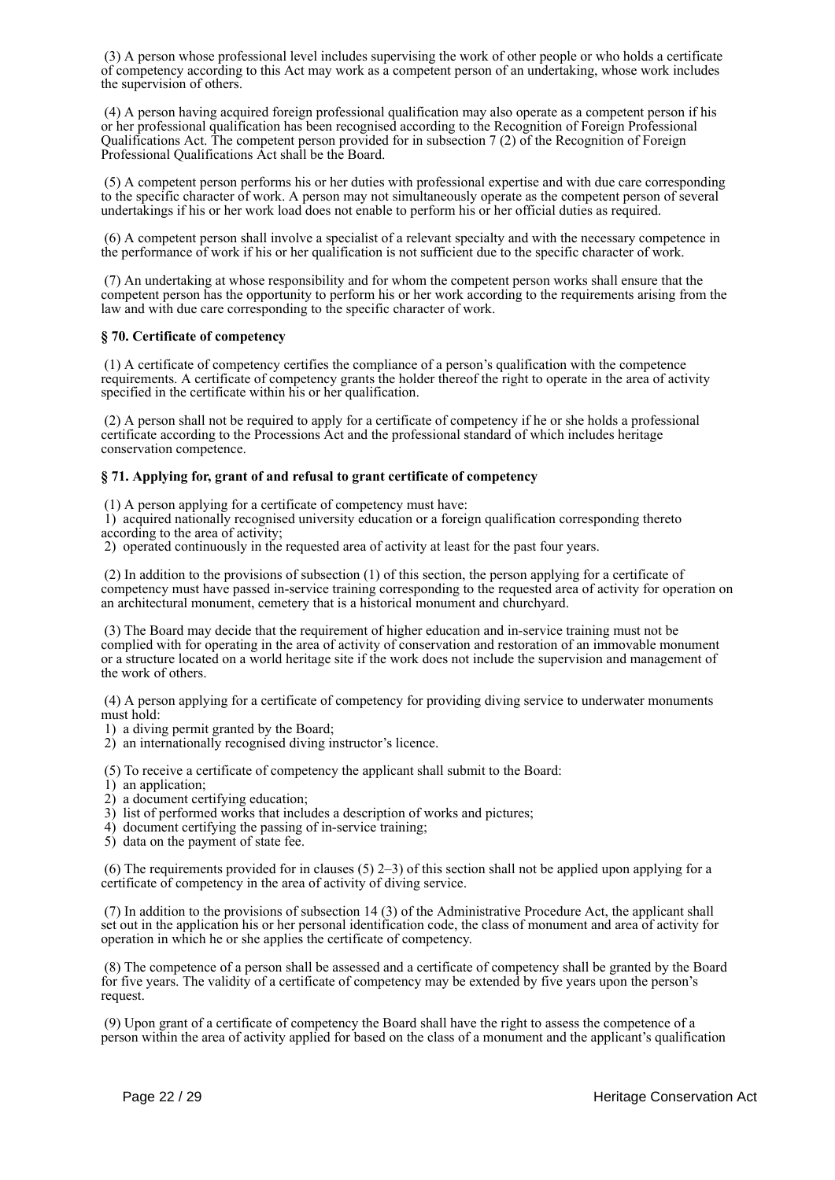(3) A person whose professional level includes supervising the work of other people or who holds a certificate of competency according to this Act may work as a competent person of an undertaking, whose work includes the supervision of others.

(4) A person having acquired foreign professional qualification may also operate as a competent person if his or her professional qualification has been recognised according to the Recognition of Foreign Professional Qualifications Act. The competent person provided for in subsection 7 (2) of the Recognition of Foreign Professional Qualifications Act shall be the Board.

(5) A competent person performs his or her duties with professional expertise and with due care corresponding to the specific character of work. A person may not simultaneously operate as the competent person of several undertakings if his or her work load does not enable to perform his or her official duties as required.

(6) A competent person shall involve a specialist of a relevant specialty and with the necessary competence in the performance of work if his or her qualification is not sufficient due to the specific character of work.

(7) An undertaking at whose responsibility and for whom the competent person works shall ensure that the competent person has the opportunity to perform his or her work according to the requirements arising from the law and with due care corresponding to the specific character of work.

**§ 70. Certificate of competency**

(1) A certificate of competency certifies the compliance of a person's qualification with the competence requirements. A certificate of competency grants the holder thereof the right to operate in the area of activity specified in the certificate within his or her qualification.

(2) A person shall not be required to apply for a certificate of competency if he or she holds a professional certificate according to the Processions Act and the professional standard of which includes heritage conservation competence.

**§ 71. Applying for, grant of and refusal to grant certificate of competency**

(1) A person applying for a certificate of competency must have:
1) acquired nationally recognised university education or a foreign qualification corresponding thereto according to the area of activity;
2) operated continuously in the requested area of activity at least for the past four years.

(2) In addition to the provisions of subsection (1) of this section, the person applying for a certificate of competency must have passed in-service training corresponding to the requested area of activity for operation on an architectural monument, cemetery that is a historical monument and churchyard.

(3) The Board may decide that the requirement of higher education and in-service training must not be complied with for operating in the area of activity of conservation and restoration of an immovable monument or a structure located on a world heritage site if the work does not include the supervision and management of the work of others.

(4) A person applying for a certificate of competency for providing diving service to underwater monuments must hold:
1) a diving permit granted by the Board;
2) an internationally recognised diving instructor's licence.

(5) To receive a certificate of competency the applicant shall submit to the Board:
1) an application;
2) a document certifying education;
3) list of performed works that includes a description of works and pictures;
4) document certifying the passing of in-service training;
5) data on the payment of state fee.

(6) The requirements provided for in clauses (5) 2–3) of this section shall not be applied upon applying for a certificate of competency in the area of activity of diving service.

(7) In addition to the provisions of subsection 14 (3) of the Administrative Procedure Act, the applicant shall set out in the application his or her personal identification code, the class of monument and area of activity for operation in which he or she applies the certificate of competency.

(8) The competence of a person shall be assessed and a certificate of competency shall be granted by the Board for five years. The validity of a certificate of competency may be extended by five years upon the person's request.

(9) Upon grant of a certificate of competency the Board shall have the right to assess the competence of a person within the area of activity applied for based on the class of a monument and the applicant's qualification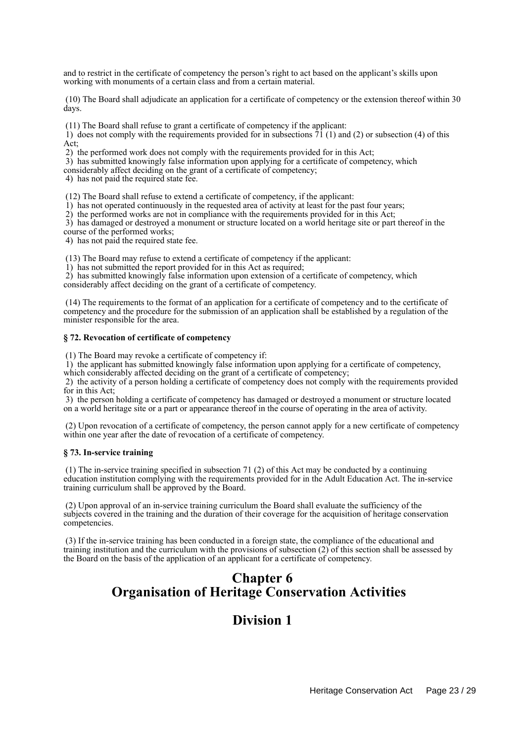and to restrict in the certificate of competency the person's right to act based on the applicant's skills upon working with monuments of a certain class and from a certain material.

(10) The Board shall adjudicate an application for a certificate of competency or the extension thereof within 30 days.

(11) The Board shall refuse to grant a certificate of competency if the applicant:
1) does not comply with the requirements provided for in subsections 71 (1) and (2) or subsection (4) of this Act;
2) the performed work does not comply with the requirements provided for in this Act;
3) has submitted knowingly false information upon applying for a certificate of competency, which considerably affect deciding on the grant of a certificate of competency;
4) has not paid the required state fee.

(12) The Board shall refuse to extend a certificate of competency, if the applicant:
1) has not operated continuously in the requested area of activity at least for the past four years;
2) the performed works are not in compliance with the requirements provided for in this Act;
3) has damaged or destroyed a monument or structure located on a world heritage site or part thereof in the course of the performed works;
4) has not paid the required state fee.

(13) The Board may refuse to extend a certificate of competency if the applicant:
1) has not submitted the report provided for in this Act as required;
2) has submitted knowingly false information upon extension of a certificate of competency, which considerably affect deciding on the grant of a certificate of competency.

(14) The requirements to the format of an application for a certificate of competency and to the certificate of competency and the procedure for the submission of an application shall be established by a regulation of the minister responsible for the area.

**§ 72. Revocation of certificate of competency**

(1) The Board may revoke a certificate of competency if:
1) the applicant has submitted knowingly false information upon applying for a certificate of competency, which considerably affected deciding on the grant of a certificate of competency;
2) the activity of a person holding a certificate of competency does not comply with the requirements provided for in this Act;
3) the person holding a certificate of competency has damaged or destroyed a monument or structure located on a world heritage site or a part or appearance thereof in the course of operating in the area of activity.

(2) Upon revocation of a certificate of competency, the person cannot apply for a new certificate of competency within one year after the date of revocation of a certificate of competency.

**§ 73. In-service training**

(1) The in-service training specified in subsection 71 (2) of this Act may be conducted by a continuing education institution complying with the requirements provided for in the Adult Education Act. The in-service training curriculum shall be approved by the Board.

(2) Upon approval of an in-service training curriculum the Board shall evaluate the sufficiency of the subjects covered in the training and the duration of their coverage for the acquisition of heritage conservation competencies.

(3) If the in-service training has been conducted in a foreign state, the compliance of the educational and training institution and the curriculum with the provisions of subsection (2) of this section shall be assessed by the Board on the basis of the application of an applicant for a certificate of competency.

# Chapter 6
# Organisation of Heritage Conservation Activities

## Division 1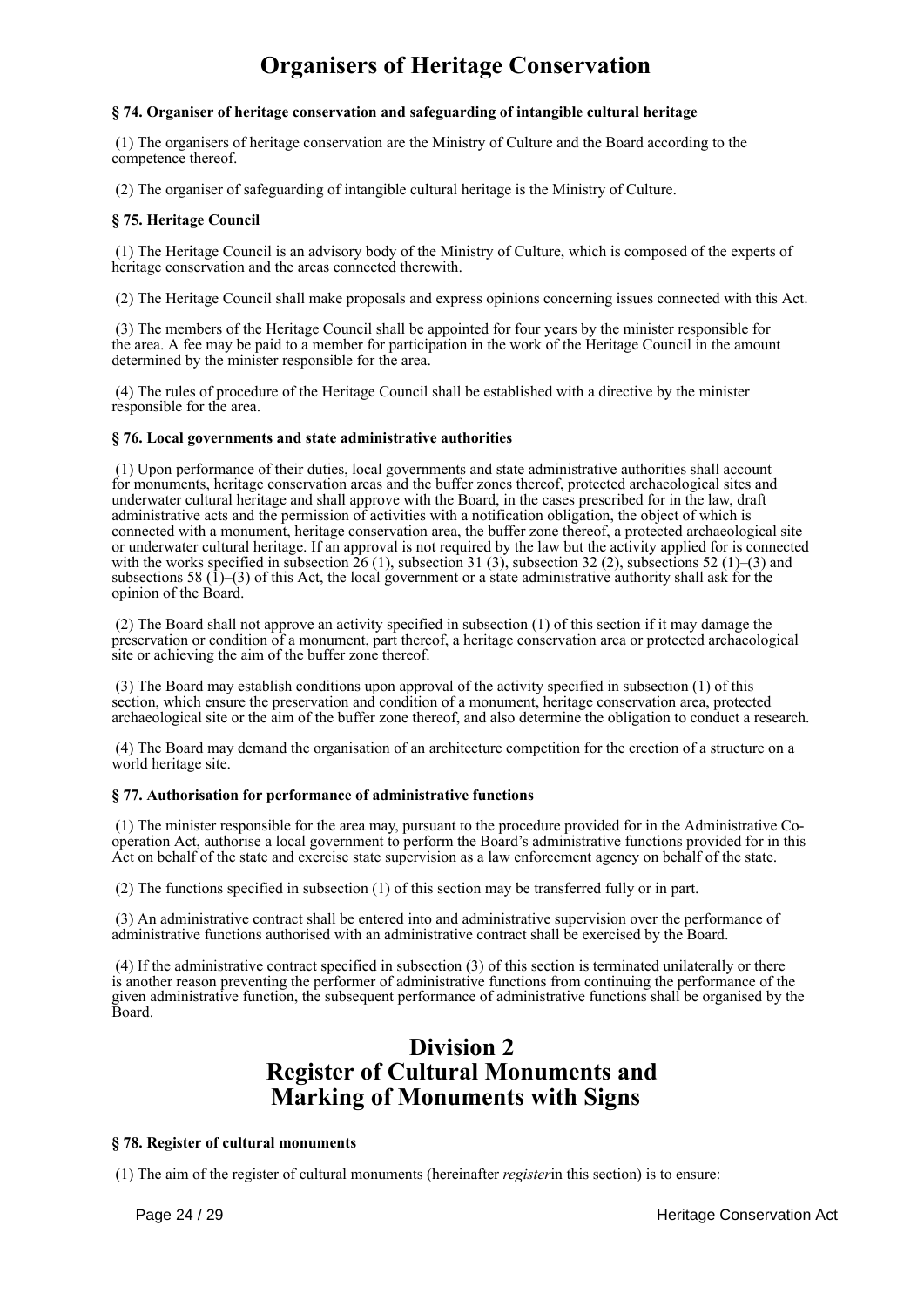# Organisers of Heritage Conservation

**§ 74. Organiser of heritage conservation and safeguarding of intangible cultural heritage**

(1) The organisers of heritage conservation are the Ministry of Culture and the Board according to the competence thereof.

(2) The organiser of safeguarding of intangible cultural heritage is the Ministry of Culture.

**§ 75. Heritage Council**

(1) The Heritage Council is an advisory body of the Ministry of Culture, which is composed of the experts of heritage conservation and the areas connected therewith.

(2) The Heritage Council shall make proposals and express opinions concerning issues connected with this Act.

(3) The members of the Heritage Council shall be appointed for four years by the minister responsible for the area. A fee may be paid to a member for participation in the work of the Heritage Council in the amount determined by the minister responsible for the area.

(4) The rules of procedure of the Heritage Council shall be established with a directive by the minister responsible for the area.

**§ 76. Local governments and state administrative authorities**

(1) Upon performance of their duties, local governments and state administrative authorities shall account for monuments, heritage conservation areas and the buffer zones thereof, protected archaeological sites and underwater cultural heritage and shall approve with the Board, in the cases prescribed for in the law, draft administrative acts and the permission of activities with a notification obligation, the object of which is connected with a monument, heritage conservation area, the buffer zone thereof, a protected archaeological site or underwater cultural heritage. If an approval is not required by the law but the activity applied for is connected with the works specified in subsection 26 (1), subsection 31 (3), subsection 32 (2), subsections 52 (1)–(3) and subsections 58 (1)–(3) of this Act, the local government or a state administrative authority shall ask for the opinion of the Board.

(2) The Board shall not approve an activity specified in subsection (1) of this section if it may damage the preservation or condition of a monument, part thereof, a heritage conservation area or protected archaeological site or achieving the aim of the buffer zone thereof.

(3) The Board may establish conditions upon approval of the activity specified in subsection (1) of this section, which ensure the preservation and condition of a monument, heritage conservation area, protected archaeological site or the aim of the buffer zone thereof, and also determine the obligation to conduct a research.

(4) The Board may demand the organisation of an architecture competition for the erection of a structure on a world heritage site.

**§ 77. Authorisation for performance of administrative functions**

(1) The minister responsible for the area may, pursuant to the procedure provided for in the Administrative Co-operation Act, authorise a local government to perform the Board's administrative functions provided for in this Act on behalf of the state and exercise state supervision as a law enforcement agency on behalf of the state.

(2) The functions specified in subsection (1) of this section may be transferred fully or in part.

(3) An administrative contract shall be entered into and administrative supervision over the performance of administrative functions authorised with an administrative contract shall be exercised by the Board.

(4) If the administrative contract specified in subsection (3) of this section is terminated unilaterally or there is another reason preventing the performer of administrative functions from continuing the performance of the given administrative function, the subsequent performance of administrative functions shall be organised by the Board.

# Division 2
# Register of Cultural Monuments and Marking of Monuments with Signs

**§ 78. Register of cultural monuments**

(1) The aim of the register of cultural monuments (hereinafter *register* in this section) is to ensure: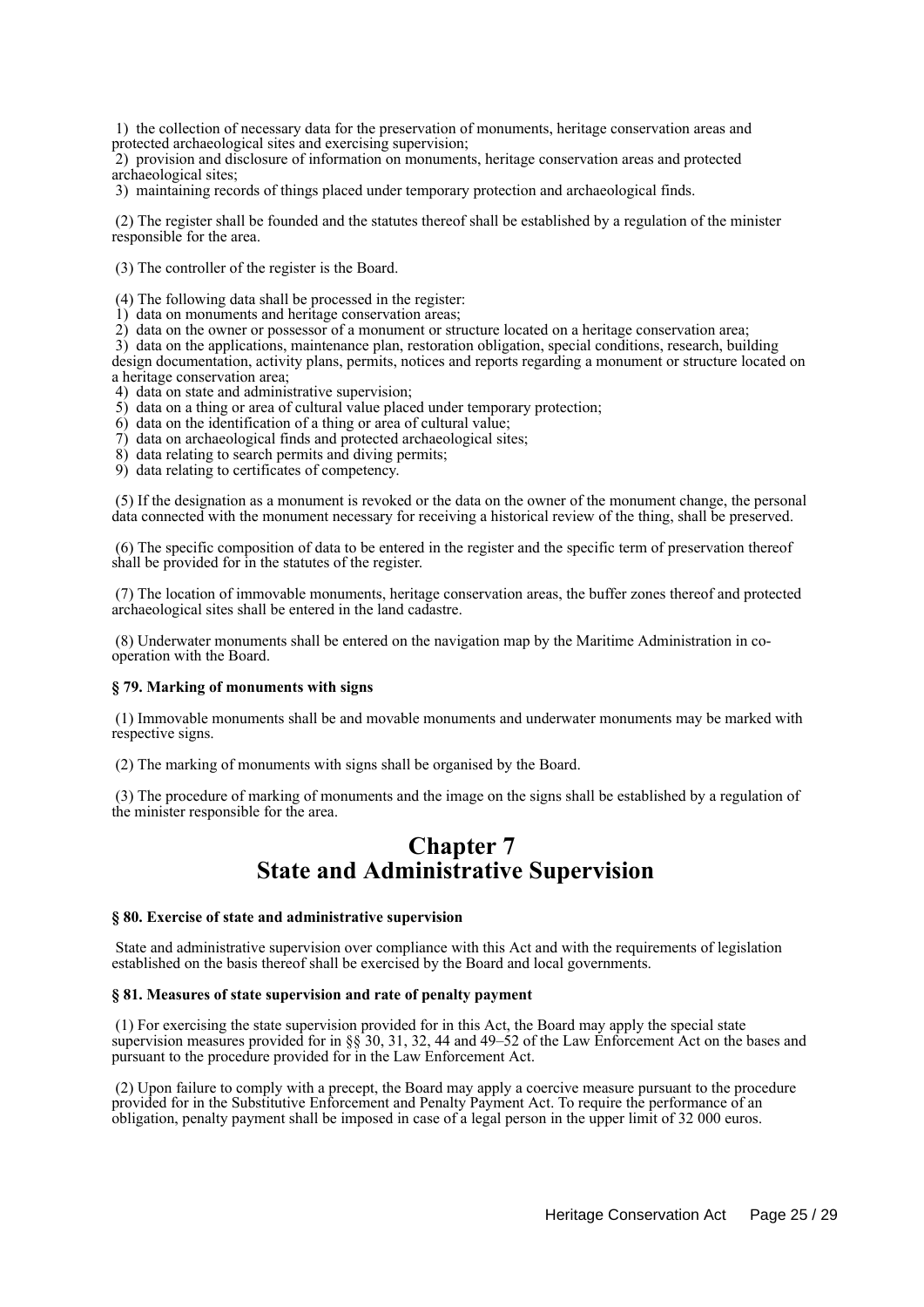1) the collection of necessary data for the preservation of monuments, heritage conservation areas and protected archaeological sites and exercising supervision;
2) provision and disclosure of information on monuments, heritage conservation areas and protected archaeological sites;
3) maintaining records of things placed under temporary protection and archaeological finds.

(2) The register shall be founded and the statutes thereof shall be established by a regulation of the minister responsible for the area.

(3) The controller of the register is the Board.

(4) The following data shall be processed in the register:
1) data on monuments and heritage conservation areas;
2) data on the owner or possessor of a monument or structure located on a heritage conservation area;
3) data on the applications, maintenance plan, restoration obligation, special conditions, research, building design documentation, activity plans, permits, notices and reports regarding a monument or structure located on a heritage conservation area;
4) data on state and administrative supervision;
5) data on a thing or area of cultural value placed under temporary protection;
6) data on the identification of a thing or area of cultural value;
7) data on archaeological finds and protected archaeological sites;
8) data relating to search permits and diving permits;
9) data relating to certificates of competency.

(5) If the designation as a monument is revoked or the data on the owner of the monument change, the personal data connected with the monument necessary for receiving a historical review of the thing, shall be preserved.

(6) The specific composition of data to be entered in the register and the specific term of preservation thereof shall be provided for in the statutes of the register.

(7) The location of immovable monuments, heritage conservation areas, the buffer zones thereof and protected archaeological sites shall be entered in the land cadastre.

(8) Underwater monuments shall be entered on the navigation map by the Maritime Administration in co-operation with the Board.

**§ 79. Marking of monuments with signs**

(1) Immovable monuments shall be and movable monuments and underwater monuments may be marked with respective signs.

(2) The marking of monuments with signs shall be organised by the Board.

(3) The procedure of marking of monuments and the image on the signs shall be established by a regulation of the minister responsible for the area.

# Chapter 7
# State and Administrative Supervision

**§ 80. Exercise of state and administrative supervision**

State and administrative supervision over compliance with this Act and with the requirements of legislation established on the basis thereof shall be exercised by the Board and local governments.

**§ 81. Measures of state supervision and rate of penalty payment**

(1) For exercising the state supervision provided for in this Act, the Board may apply the special state supervision measures provided for in §§ 30, 31, 32, 44 and 49–52 of the Law Enforcement Act on the bases and pursuant to the procedure provided for in the Law Enforcement Act.

(2) Upon failure to comply with a precept, the Board may apply a coercive measure pursuant to the procedure provided for in the Substitutive Enforcement and Penalty Payment Act. To require the performance of an obligation, penalty payment shall be imposed in case of a legal person in the upper limit of 32 000 euros.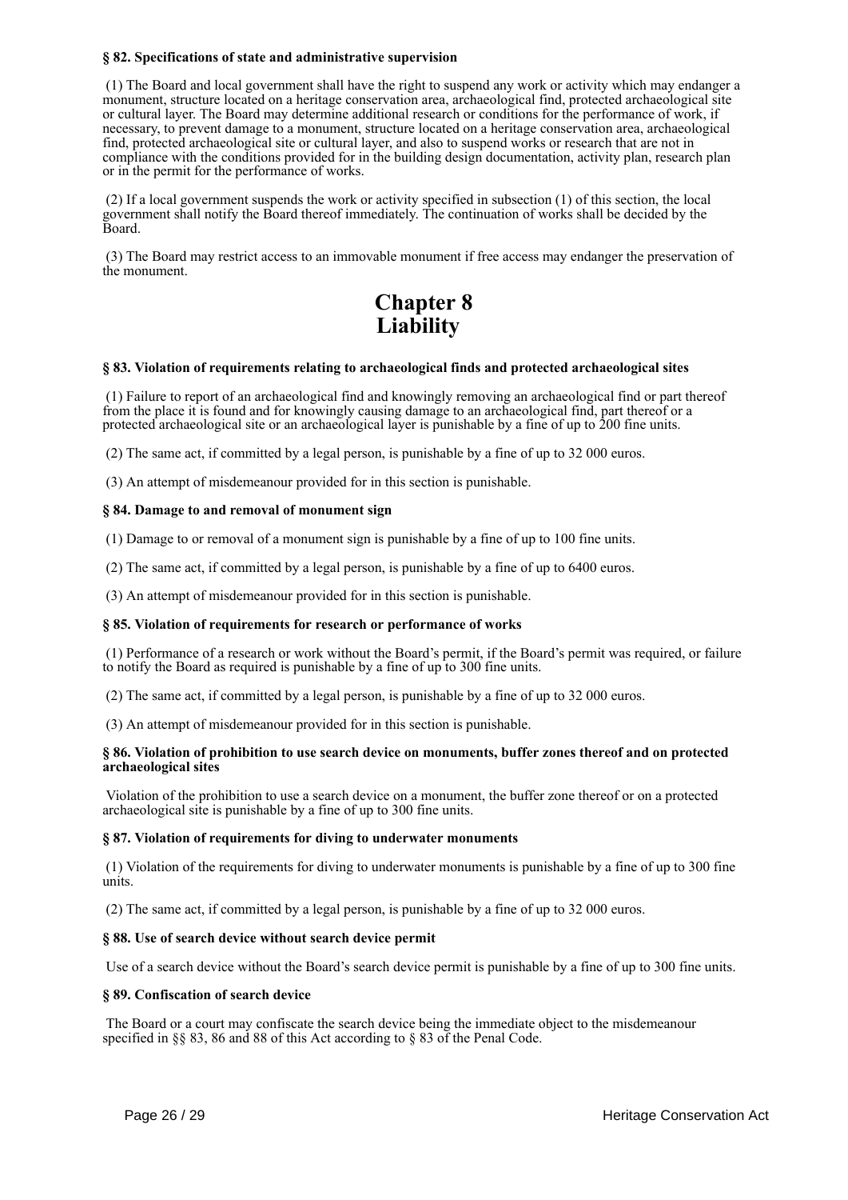#### § 82. Specifications of state and administrative supervision

(1) The Board and local government shall have the right to suspend any work or activity which may endanger a monument, structure located on a heritage conservation area, archaeological find, protected archaeological site or cultural layer. The Board may determine additional research or conditions for the performance of work, if necessary, to prevent damage to a monument, structure located on a heritage conservation area, archaeological find, protected archaeological site or cultural layer, and also to suspend works or research that are not in compliance with the conditions provided for in the building design documentation, activity plan, research plan or in the permit for the performance of works.

(2) If a local government suspends the work or activity specified in subsection (1) of this section, the local government shall notify the Board thereof immediately. The continuation of works shall be decided by the Board.

(3) The Board may restrict access to an immovable monument if free access may endanger the preservation of the monument.

# Chapter 8
# Liability

#### § 83. Violation of requirements relating to archaeological finds and protected archaeological sites

(1) Failure to report of an archaeological find and knowingly removing an archaeological find or part thereof from the place it is found and for knowingly causing damage to an archaeological find, part thereof or a protected archaeological site or an archaeological layer is punishable by a fine of up to 200 fine units.

(2) The same act, if committed by a legal person, is punishable by a fine of up to 32 000 euros.

(3) An attempt of misdemeanour provided for in this section is punishable.

#### § 84. Damage to and removal of monument sign

(1) Damage to or removal of a monument sign is punishable by a fine of up to 100 fine units.

(2) The same act, if committed by a legal person, is punishable by a fine of up to 6400 euros.

(3) An attempt of misdemeanour provided for in this section is punishable.

#### § 85. Violation of requirements for research or performance of works

(1) Performance of a research or work without the Board's permit, if the Board's permit was required, or failure to notify the Board as required is punishable by a fine of up to 300 fine units.

(2) The same act, if committed by a legal person, is punishable by a fine of up to 32 000 euros.

(3) An attempt of misdemeanour provided for in this section is punishable.

#### § 86. Violation of prohibition to use search device on monuments, buffer zones thereof and on protected archaeological sites

Violation of the prohibition to use a search device on a monument, the buffer zone thereof or on a protected archaeological site is punishable by a fine of up to 300 fine units.

#### § 87. Violation of requirements for diving to underwater monuments

(1) Violation of the requirements for diving to underwater monuments is punishable by a fine of up to 300 fine units.

(2) The same act, if committed by a legal person, is punishable by a fine of up to 32 000 euros.

#### § 88. Use of search device without search device permit

Use of a search device without the Board's search device permit is punishable by a fine of up to 300 fine units.

#### § 89. Confiscation of search device

The Board or a court may confiscate the search device being the immediate object to the misdemeanour specified in §§ 83, 86 and 88 of this Act according to § 83 of the Penal Code.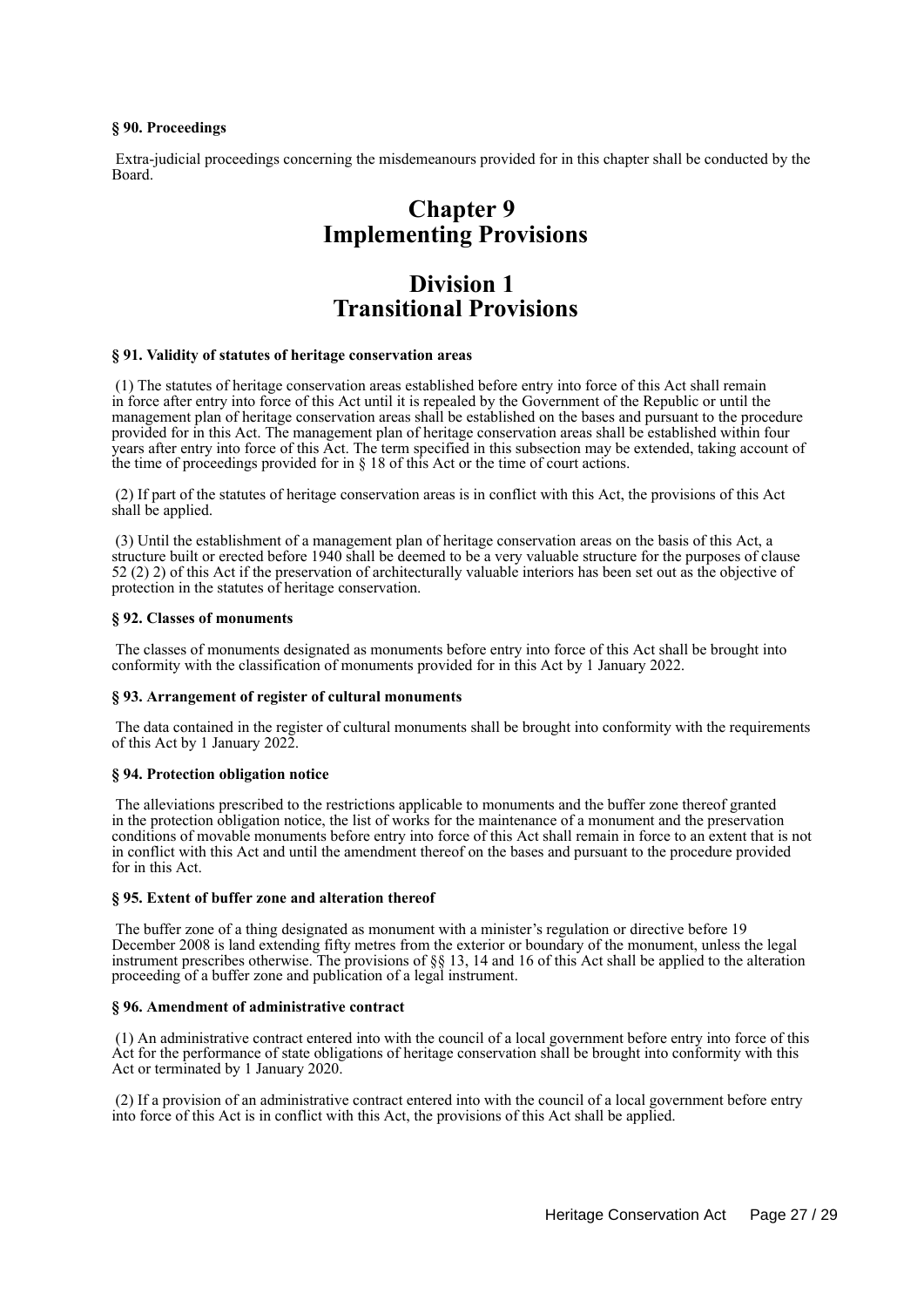**§ 90. Proceedings**

Extra-judicial proceedings concerning the misdemeanours provided for in this chapter shall be conducted by the Board.

# Chapter 9
# Implementing Provisions

## Division 1
## Transitional Provisions

**§ 91. Validity of statutes of heritage conservation areas**

(1) The statutes of heritage conservation areas established before entry into force of this Act shall remain in force after entry into force of this Act until it is repealed by the Government of the Republic or until the management plan of heritage conservation areas shall be established on the bases and pursuant to the procedure provided for in this Act. The management plan of heritage conservation areas shall be established within four years after entry into force of this Act. The term specified in this subsection may be extended, taking account of the time of proceedings provided for in § 18 of this Act or the time of court actions.

(2) If part of the statutes of heritage conservation areas is in conflict with this Act, the provisions of this Act shall be applied.

(3) Until the establishment of a management plan of heritage conservation areas on the basis of this Act, a structure built or erected before 1940 shall be deemed to be a very valuable structure for the purposes of clause 52 (2) 2) of this Act if the preservation of architecturally valuable interiors has been set out as the objective of protection in the statutes of heritage conservation.

**§ 92. Classes of monuments**

The classes of monuments designated as monuments before entry into force of this Act shall be brought into conformity with the classification of monuments provided for in this Act by 1 January 2022.

**§ 93. Arrangement of register of cultural monuments**

The data contained in the register of cultural monuments shall be brought into conformity with the requirements of this Act by 1 January 2022.

**§ 94. Protection obligation notice**

The alleviations prescribed to the restrictions applicable to monuments and the buffer zone thereof granted in the protection obligation notice, the list of works for the maintenance of a monument and the preservation conditions of movable monuments before entry into force of this Act shall remain in force to an extent that is not in conflict with this Act and until the amendment thereof on the bases and pursuant to the procedure provided for in this Act.

**§ 95. Extent of buffer zone and alteration thereof**

The buffer zone of a thing designated as monument with a minister's regulation or directive before 19 December 2008 is land extending fifty metres from the exterior or boundary of the monument, unless the legal instrument prescribes otherwise. The provisions of §§ 13, 14 and 16 of this Act shall be applied to the alteration proceeding of a buffer zone and publication of a legal instrument.

**§ 96. Amendment of administrative contract**

(1) An administrative contract entered into with the council of a local government before entry into force of this Act for the performance of state obligations of heritage conservation shall be brought into conformity with this Act or terminated by 1 January 2020.

(2) If a provision of an administrative contract entered into with the council of a local government before entry into force of this Act is in conflict with this Act, the provisions of this Act shall be applied.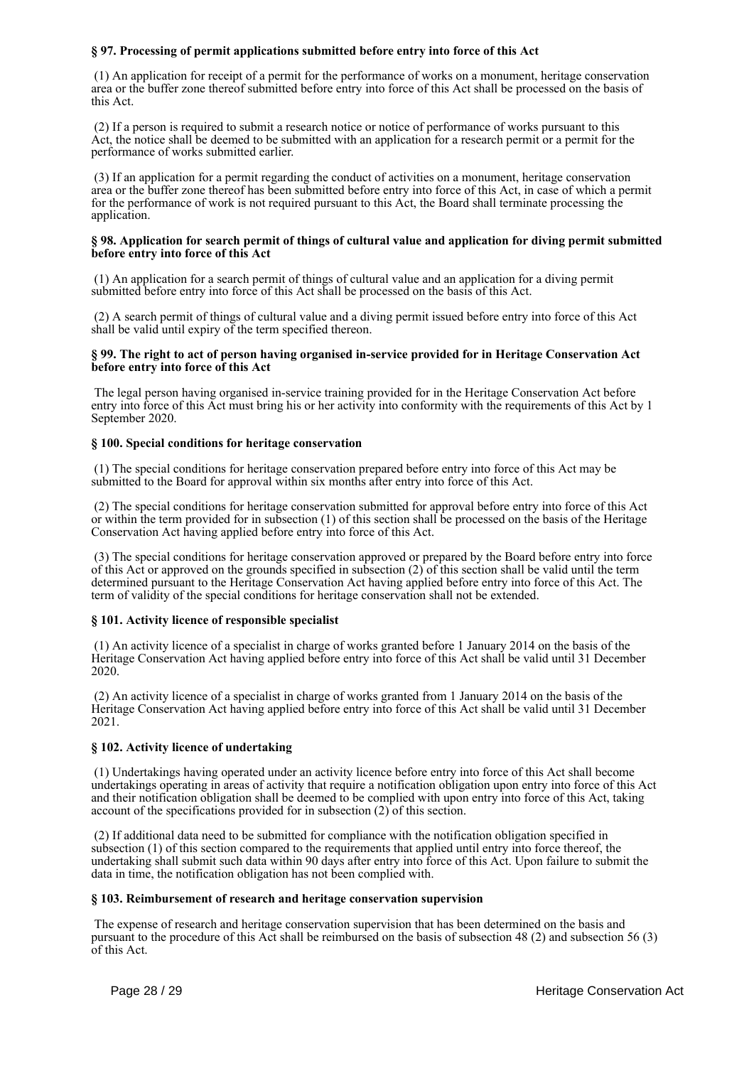### § 97. Processing of permit applications submitted before entry into force of this Act

(1) An application for receipt of a permit for the performance of works on a monument, heritage conservation area or the buffer zone thereof submitted before entry into force of this Act shall be processed on the basis of this Act.

(2) If a person is required to submit a research notice or notice of performance of works pursuant to this Act, the notice shall be deemed to be submitted with an application for a research permit or a permit for the performance of works submitted earlier.

(3) If an application for a permit regarding the conduct of activities on a monument, heritage conservation area or the buffer zone thereof has been submitted before entry into force of this Act, in case of which a permit for the performance of work is not required pursuant to this Act, the Board shall terminate processing the application.

### § 98. Application for search permit of things of cultural value and application for diving permit submitted before entry into force of this Act

(1) An application for a search permit of things of cultural value and an application for a diving permit submitted before entry into force of this Act shall be processed on the basis of this Act.

(2) A search permit of things of cultural value and a diving permit issued before entry into force of this Act shall be valid until expiry of the term specified thereon.

### § 99. The right to act of person having organised in-service provided for in Heritage Conservation Act before entry into force of this Act

The legal person having organised in-service training provided for in the Heritage Conservation Act before entry into force of this Act must bring his or her activity into conformity with the requirements of this Act by 1 September 2020.

### § 100. Special conditions for heritage conservation

(1) The special conditions for heritage conservation prepared before entry into force of this Act may be submitted to the Board for approval within six months after entry into force of this Act.

(2) The special conditions for heritage conservation submitted for approval before entry into force of this Act or within the term provided for in subsection (1) of this section shall be processed on the basis of the Heritage Conservation Act having applied before entry into force of this Act.

(3) The special conditions for heritage conservation approved or prepared by the Board before entry into force of this Act or approved on the grounds specified in subsection (2) of this section shall be valid until the term determined pursuant to the Heritage Conservation Act having applied before entry into force of this Act. The term of validity of the special conditions for heritage conservation shall not be extended.

### § 101. Activity licence of responsible specialist

(1) An activity licence of a specialist in charge of works granted before 1 January 2014 on the basis of the Heritage Conservation Act having applied before entry into force of this Act shall be valid until 31 December 2020.

(2) An activity licence of a specialist in charge of works granted from 1 January 2014 on the basis of the Heritage Conservation Act having applied before entry into force of this Act shall be valid until 31 December 2021.

### § 102. Activity licence of undertaking

(1) Undertakings having operated under an activity licence before entry into force of this Act shall become undertakings operating in areas of activity that require a notification obligation upon entry into force of this Act and their notification obligation shall be deemed to be complied with upon entry into force of this Act, taking account of the specifications provided for in subsection (2) of this section.

(2) If additional data need to be submitted for compliance with the notification obligation specified in subsection (1) of this section compared to the requirements that applied until entry into force thereof, the undertaking shall submit such data within 90 days after entry into force of this Act. Upon failure to submit the data in time, the notification obligation has not been complied with.

### § 103. Reimbursement of research and heritage conservation supervision

The expense of research and heritage conservation supervision that has been determined on the basis and pursuant to the procedure of this Act shall be reimbursed on the basis of subsection 48 (2) and subsection 56 (3) of this Act.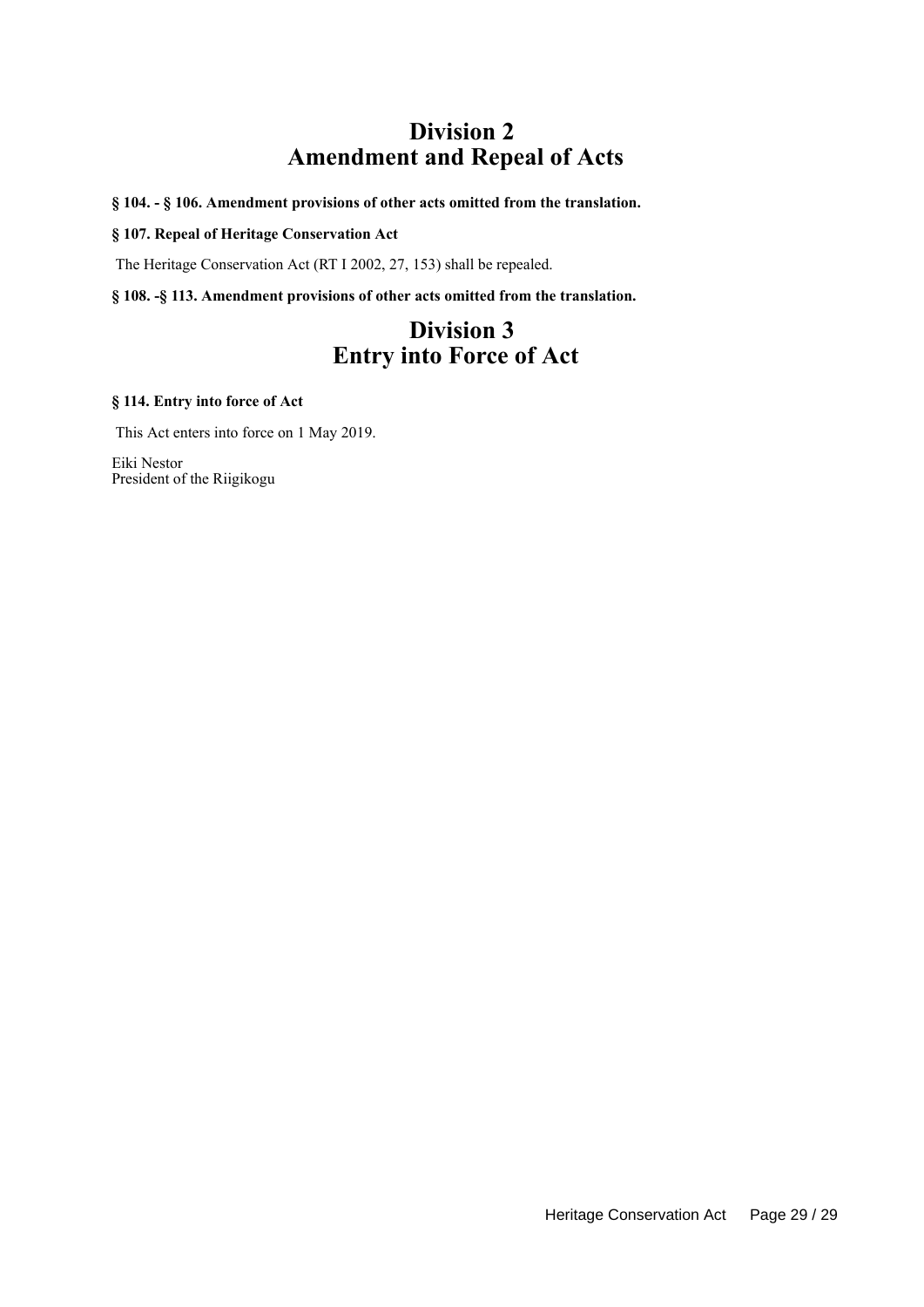## Division 2
## Amendment and Repeal of Acts

**§ 104. - § 106. Amendment provisions of other acts omitted from the translation.**

**§ 107. Repeal of Heritage Conservation Act**

The Heritage Conservation Act (RT I 2002, 27, 153) shall be repealed.

**§ 108. -§ 113. Amendment provisions of other acts omitted from the translation.**

## Division 3
## Entry into Force of Act

**§ 114. Entry into force of Act**

This Act enters into force on 1 May 2019.

Eiki Nestor
President of the Riigikogu